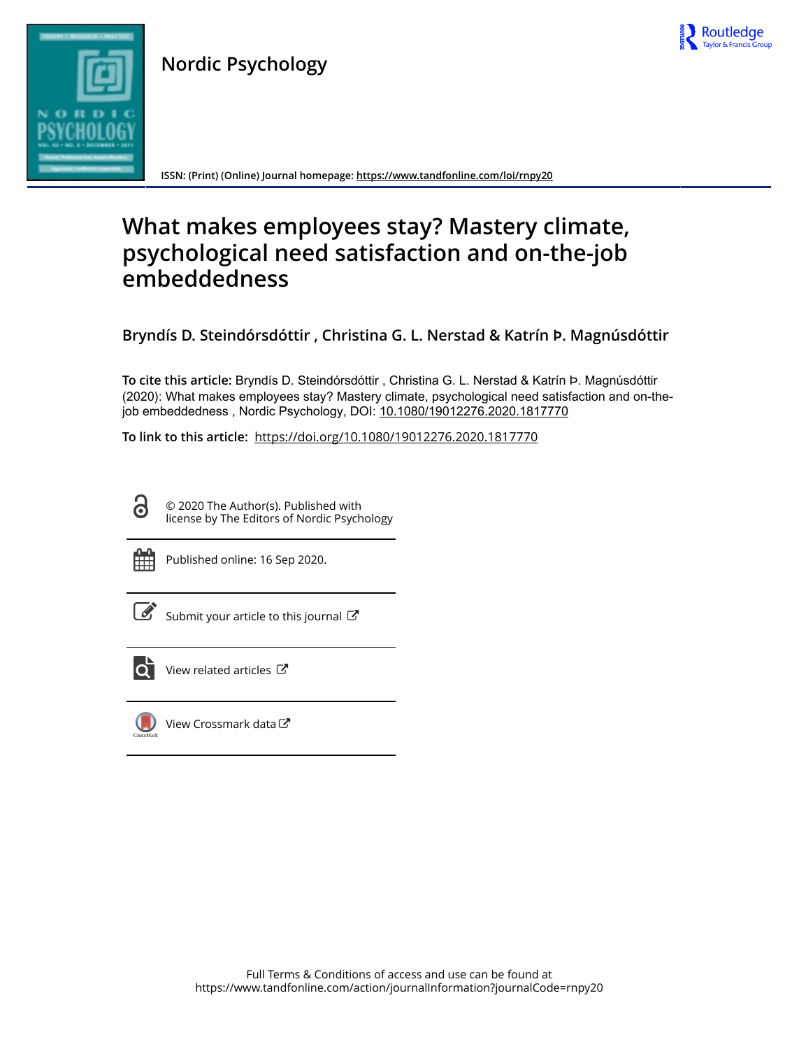Nordic Psychology

ISSN: (Print) (Online) Journal homepage: https://www.tandfonline.com/loi/rnpy20

# What makes employees stay? Mastery climate, psychological need satisfaction and on-the-job embeddedness

**Bryndís D. Steindórsdóttir , Christina G. L. Nerstad & Katrín Þ. Magnúsdóttir**

**To cite this article:** Bryndís D. Steindórsdóttir , Christina G. L. Nerstad & Katrín Þ. Magnúsdóttir (2020): What makes employees stay? Mastery climate, psychological need satisfaction and on-the-job embeddedness , Nordic Psychology, DOI: 10.1080/19012276.2020.1817770

**To link to this article:** https://doi.org/10.1080/19012276.2020.1817770

© 2020 The Author(s). Published with license by The Editors of Nordic Psychology

Published online: 16 Sep 2020.

Submit your article to this journal

View related articles

View Crossmark data

Full Terms & Conditions of access and use can be found at https://www.tandfonline.com/action/journalInformation?journalCode=rnpy20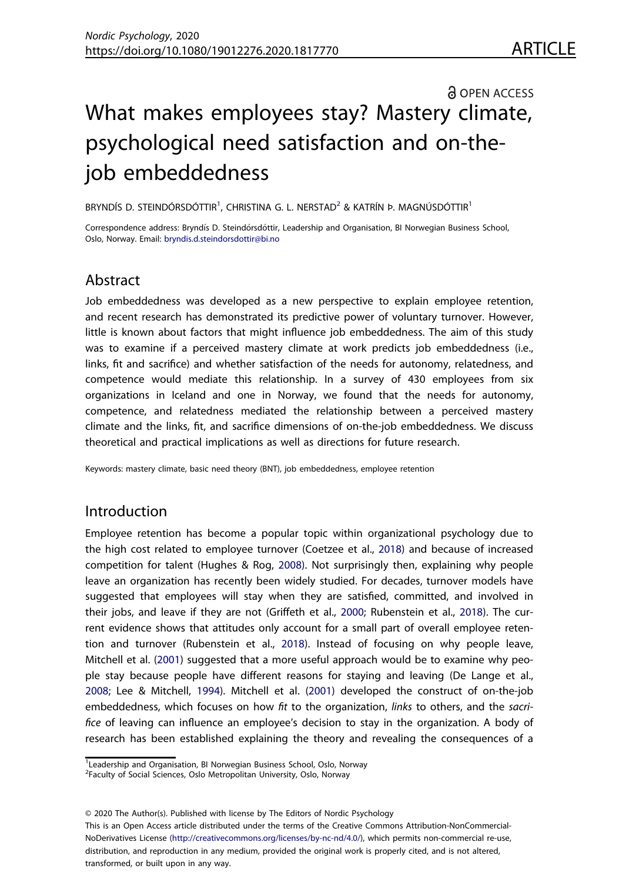🔓 OPEN ACCESS

# What makes employees stay? Mastery climate, psychological need satisfaction and on-the-job embeddedness

BRYNDÍS D. STEINDÓRSDÓTTIR[1], CHRISTINA G. L. NERSTAD[2] & KATRÍN Þ. MAGNÚSDÓTTIR[1]

Correspondence address: Bryndís D. Steindórsdóttir, Leadership and Organisation, BI Norwegian Business School, Oslo, Norway. Email: bryndis.d.steindorsdottir@bi.no

## Abstract

Job embeddedness was developed as a new perspective to explain employee retention, and recent research has demonstrated its predictive power of voluntary turnover. However, little is known about factors that might influence job embeddedness. The aim of this study was to examine if a perceived mastery climate at work predicts job embeddedness (i.e., links, fit and sacrifice) and whether satisfaction of the needs for autonomy, relatedness, and competence would mediate this relationship. In a survey of 430 employees from six organizations in Iceland and one in Norway, we found that the needs for autonomy, competence, and relatedness mediated the relationship between a perceived mastery climate and the links, fit, and sacrifice dimensions of on-the-job embeddedness. We discuss theoretical and practical implications as well as directions for future research.

Keywords: mastery climate, basic need theory (BNT), job embeddedness, employee retention

## Introduction

Employee retention has become a popular topic within organizational psychology due to the high cost related to employee turnover (Coetzee et al., 2018) and because of increased competition for talent (Hughes & Rog, 2008). Not surprisingly then, explaining why people leave an organization has recently been widely studied. For decades, turnover models have suggested that employees will stay when they are satisfied, committed, and involved in their jobs, and leave if they are not (Griffeth et al., 2000; Rubenstein et al., 2018). The current evidence shows that attitudes only account for a small part of overall employee retention and turnover (Rubenstein et al., 2018). Instead of focusing on why people leave, Mitchell et al. (2001) suggested that a more useful approach would be to examine why people stay because people have different reasons for staying and leaving (De Lange et al., 2008; Lee & Mitchell, 1994). Mitchell et al. (2001) developed the construct of on-the-job embeddedness, which focuses on how *fit* to the organization, *links* to others, and the *sacrifice* of leaving can influence an employee's decision to stay in the organization. A body of research has been established explaining the theory and revealing the consequences of a

[1]Leadership and Organisation, BI Norwegian Business School, Oslo, Norway
[2]Faculty of Social Sciences, Oslo Metropolitan University, Oslo, Norway

© 2020 The Author(s). Published with license by The Editors of Nordic Psychology
This is an Open Access article distributed under the terms of the Creative Commons Attribution-NonCommercial-NoDerivatives License (http://creativecommons.org/licenses/by-nc-nd/4.0/), which permits non-commercial re-use, distribution, and reproduction in any medium, provided the original work is properly cited, and is not altered, transformed, or built upon in any way.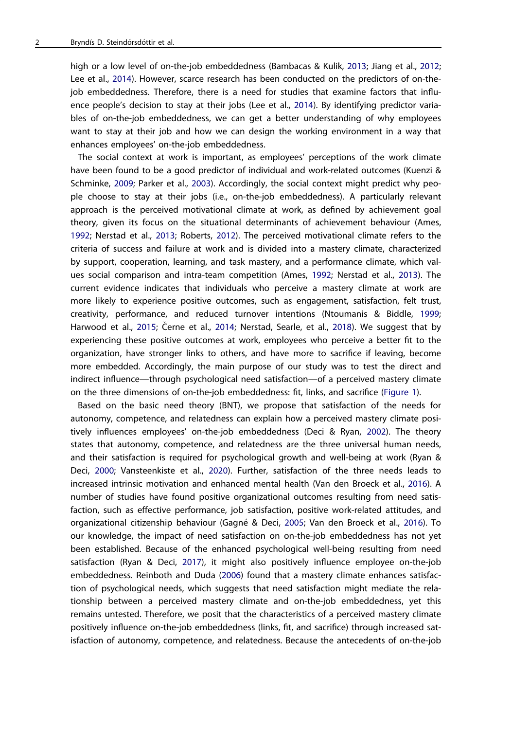high or a low level of on-the-job embeddedness (Bambacas & Kulik, 2013; Jiang et al., 2012; Lee et al., 2014). However, scarce research has been conducted on the predictors of on-the-job embeddedness. Therefore, there is a need for studies that examine factors that influence people's decision to stay at their jobs (Lee et al., 2014). By identifying predictor variables of on-the-job embeddedness, we can get a better understanding of why employees want to stay at their job and how we can design the working environment in a way that enhances employees' on-the-job embeddedness.

The social context at work is important, as employees' perceptions of the work climate have been found to be a good predictor of individual and work-related outcomes (Kuenzi & Schminke, 2009; Parker et al., 2003). Accordingly, the social context might predict why people choose to stay at their jobs (i.e., on-the-job embeddedness). A particularly relevant approach is the perceived motivational climate at work, as defined by achievement goal theory, given its focus on the situational determinants of achievement behaviour (Ames, 1992; Nerstad et al., 2013; Roberts, 2012). The perceived motivational climate refers to the criteria of success and failure at work and is divided into a mastery climate, characterized by support, cooperation, learning, and task mastery, and a performance climate, which values social comparison and intra-team competition (Ames, 1992; Nerstad et al., 2013). The current evidence indicates that individuals who perceive a mastery climate at work are more likely to experience positive outcomes, such as engagement, satisfaction, felt trust, creativity, performance, and reduced turnover intentions (Ntoumanis & Biddle, 1999; Harwood et al., 2015; Černe et al., 2014; Nerstad, Searle, et al., 2018). We suggest that by experiencing these positive outcomes at work, employees who perceive a better fit to the organization, have stronger links to others, and have more to sacrifice if leaving, become more embedded. Accordingly, the main purpose of our study was to test the direct and indirect influence—through psychological need satisfaction—of a perceived mastery climate on the three dimensions of on-the-job embeddedness: fit, links, and sacrifice (Figure 1).

Based on the basic need theory (BNT), we propose that satisfaction of the needs for autonomy, competence, and relatedness can explain how a perceived mastery climate positively influences employees' on-the-job embeddedness (Deci & Ryan, 2002). The theory states that autonomy, competence, and relatedness are the three universal human needs, and their satisfaction is required for psychological growth and well-being at work (Ryan & Deci, 2000; Vansteenkiste et al., 2020). Further, satisfaction of the three needs leads to increased intrinsic motivation and enhanced mental health (Van den Broeck et al., 2016). A number of studies have found positive organizational outcomes resulting from need satisfaction, such as effective performance, job satisfaction, positive work-related attitudes, and organizational citizenship behaviour (Gagné & Deci, 2005; Van den Broeck et al., 2016). To our knowledge, the impact of need satisfaction on on-the-job embeddedness has not yet been established. Because of the enhanced psychological well-being resulting from need satisfaction (Ryan & Deci, 2017), it might also positively influence employee on-the-job embeddedness. Reinboth and Duda (2006) found that a mastery climate enhances satisfaction of psychological needs, which suggests that need satisfaction might mediate the relationship between a perceived mastery climate and on-the-job embeddedness, yet this remains untested. Therefore, we posit that the characteristics of a perceived mastery climate positively influence on-the-job embeddedness (links, fit, and sacrifice) through increased satisfaction of autonomy, competence, and relatedness. Because the antecedents of on-the-job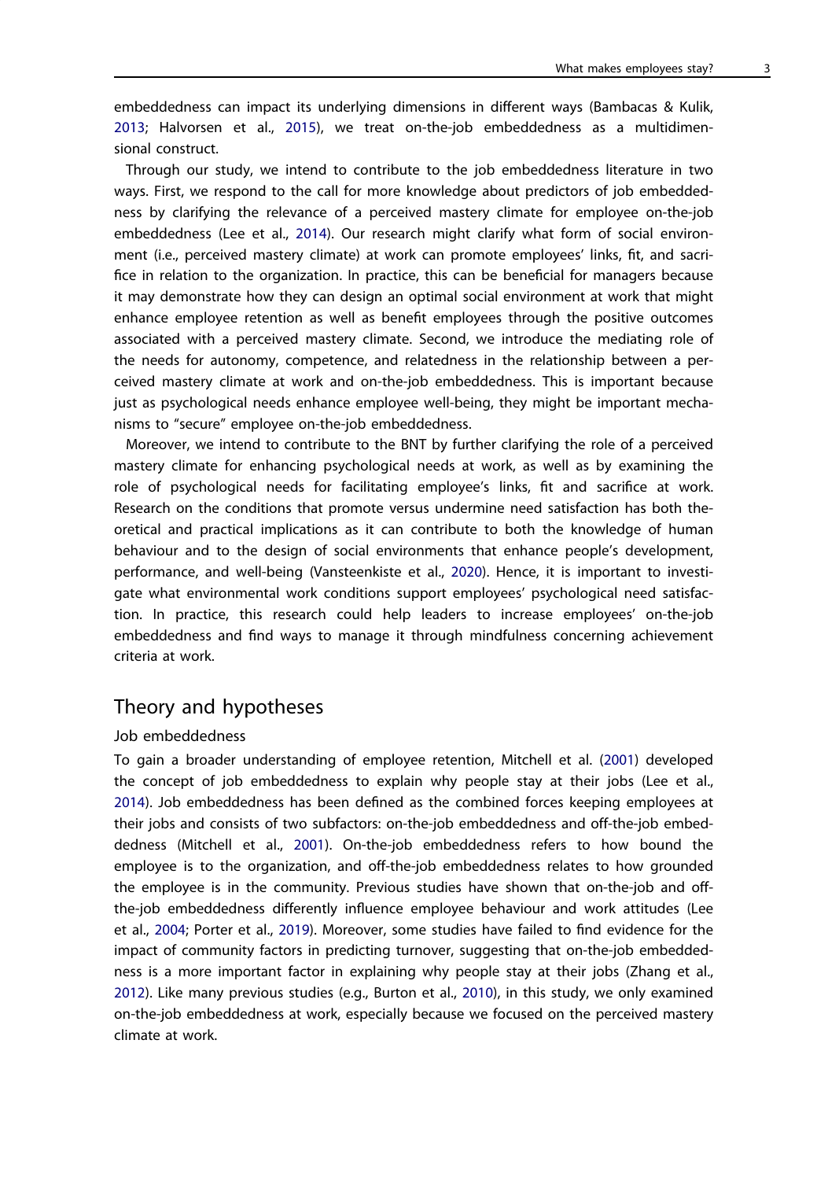embeddedness can impact its underlying dimensions in different ways (Bambacas & Kulik, 2013; Halvorsen et al., 2015), we treat on-the-job embeddedness as a multidimensional construct.

Through our study, we intend to contribute to the job embeddedness literature in two ways. First, we respond to the call for more knowledge about predictors of job embeddedness by clarifying the relevance of a perceived mastery climate for employee on-the-job embeddedness (Lee et al., 2014). Our research might clarify what form of social environment (i.e., perceived mastery climate) at work can promote employees' links, fit, and sacrifice in relation to the organization. In practice, this can be beneficial for managers because it may demonstrate how they can design an optimal social environment at work that might enhance employee retention as well as benefit employees through the positive outcomes associated with a perceived mastery climate. Second, we introduce the mediating role of the needs for autonomy, competence, and relatedness in the relationship between a perceived mastery climate at work and on-the-job embeddedness. This is important because just as psychological needs enhance employee well-being, they might be important mechanisms to "secure" employee on-the-job embeddedness.

Moreover, we intend to contribute to the BNT by further clarifying the role of a perceived mastery climate for enhancing psychological needs at work, as well as by examining the role of psychological needs for facilitating employee's links, fit and sacrifice at work. Research on the conditions that promote versus undermine need satisfaction has both theoretical and practical implications as it can contribute to both the knowledge of human behaviour and to the design of social environments that enhance people's development, performance, and well-being (Vansteenkiste et al., 2020). Hence, it is important to investigate what environmental work conditions support employees' psychological need satisfaction. In practice, this research could help leaders to increase employees' on-the-job embeddedness and find ways to manage it through mindfulness concerning achievement criteria at work.

## Theory and hypotheses

### Job embeddedness

To gain a broader understanding of employee retention, Mitchell et al. (2001) developed the concept of job embeddedness to explain why people stay at their jobs (Lee et al., 2014). Job embeddedness has been defined as the combined forces keeping employees at their jobs and consists of two subfactors: on-the-job embeddedness and off-the-job embeddedness (Mitchell et al., 2001). On-the-job embeddedness refers to how bound the employee is to the organization, and off-the-job embeddedness relates to how grounded the employee is in the community. Previous studies have shown that on-the-job and off-the-job embeddedness differently influence employee behaviour and work attitudes (Lee et al., 2004; Porter et al., 2019). Moreover, some studies have failed to find evidence for the impact of community factors in predicting turnover, suggesting that on-the-job embeddedness is a more important factor in explaining why people stay at their jobs (Zhang et al., 2012). Like many previous studies (e.g., Burton et al., 2010), in this study, we only examined on-the-job embeddedness at work, especially because we focused on the perceived mastery climate at work.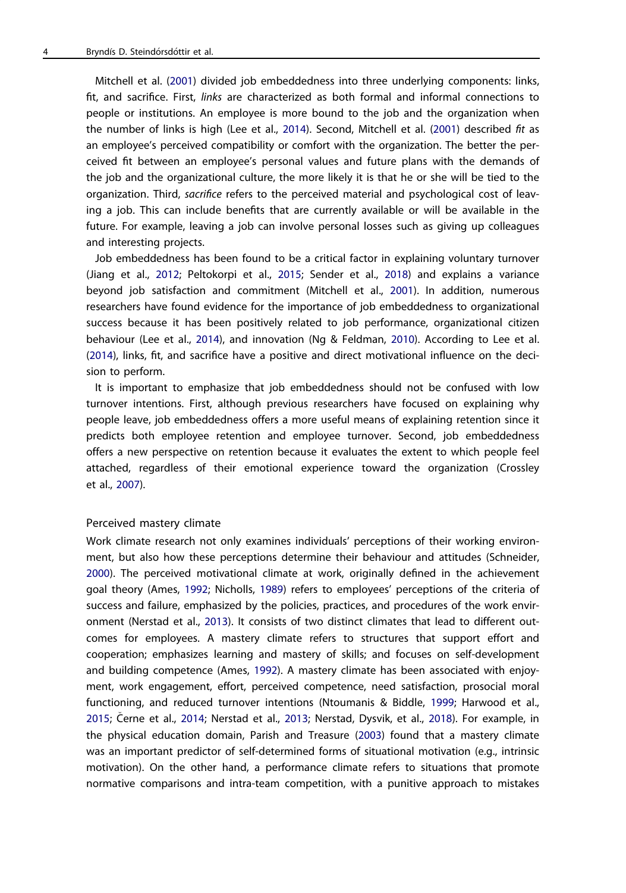Mitchell et al. (2001) divided job embeddedness into three underlying components: links, fit, and sacrifice. First, *links* are characterized as both formal and informal connections to people or institutions. An employee is more bound to the job and the organization when the number of links is high (Lee et al., 2014). Second, Mitchell et al. (2001) described *fit* as an employee's perceived compatibility or comfort with the organization. The better the perceived fit between an employee's personal values and future plans with the demands of the job and the organizational culture, the more likely it is that he or she will be tied to the organization. Third, *sacrifice* refers to the perceived material and psychological cost of leaving a job. This can include benefits that are currently available or will be available in the future. For example, leaving a job can involve personal losses such as giving up colleagues and interesting projects.

Job embeddedness has been found to be a critical factor in explaining voluntary turnover (Jiang et al., 2012; Peltokorpi et al., 2015; Sender et al., 2018) and explains a variance beyond job satisfaction and commitment (Mitchell et al., 2001). In addition, numerous researchers have found evidence for the importance of job embeddedness to organizational success because it has been positively related to job performance, organizational citizen behaviour (Lee et al., 2014), and innovation (Ng & Feldman, 2010). According to Lee et al. (2014), links, fit, and sacrifice have a positive and direct motivational influence on the decision to perform.

It is important to emphasize that job embeddedness should not be confused with low turnover intentions. First, although previous researchers have focused on explaining why people leave, job embeddedness offers a more useful means of explaining retention since it predicts both employee retention and employee turnover. Second, job embeddedness offers a new perspective on retention because it evaluates the extent to which people feel attached, regardless of their emotional experience toward the organization (Crossley et al., 2007).

### Perceived mastery climate

Work climate research not only examines individuals' perceptions of their working environment, but also how these perceptions determine their behaviour and attitudes (Schneider, 2000). The perceived motivational climate at work, originally defined in the achievement goal theory (Ames, 1992; Nicholls, 1989) refers to employees' perceptions of the criteria of success and failure, emphasized by the policies, practices, and procedures of the work environment (Nerstad et al., 2013). It consists of two distinct climates that lead to different outcomes for employees. A mastery climate refers to structures that support effort and cooperation; emphasizes learning and mastery of skills; and focuses on self-development and building competence (Ames, 1992). A mastery climate has been associated with enjoyment, work engagement, effort, perceived competence, need satisfaction, prosocial moral functioning, and reduced turnover intentions (Ntoumanis & Biddle, 1999; Harwood et al., 2015; Černe et al., 2014; Nerstad et al., 2013; Nerstad, Dysvik, et al., 2018). For example, in the physical education domain, Parish and Treasure (2003) found that a mastery climate was an important predictor of self-determined forms of situational motivation (e.g., intrinsic motivation). On the other hand, a performance climate refers to situations that promote normative comparisons and intra-team competition, with a punitive approach to mistakes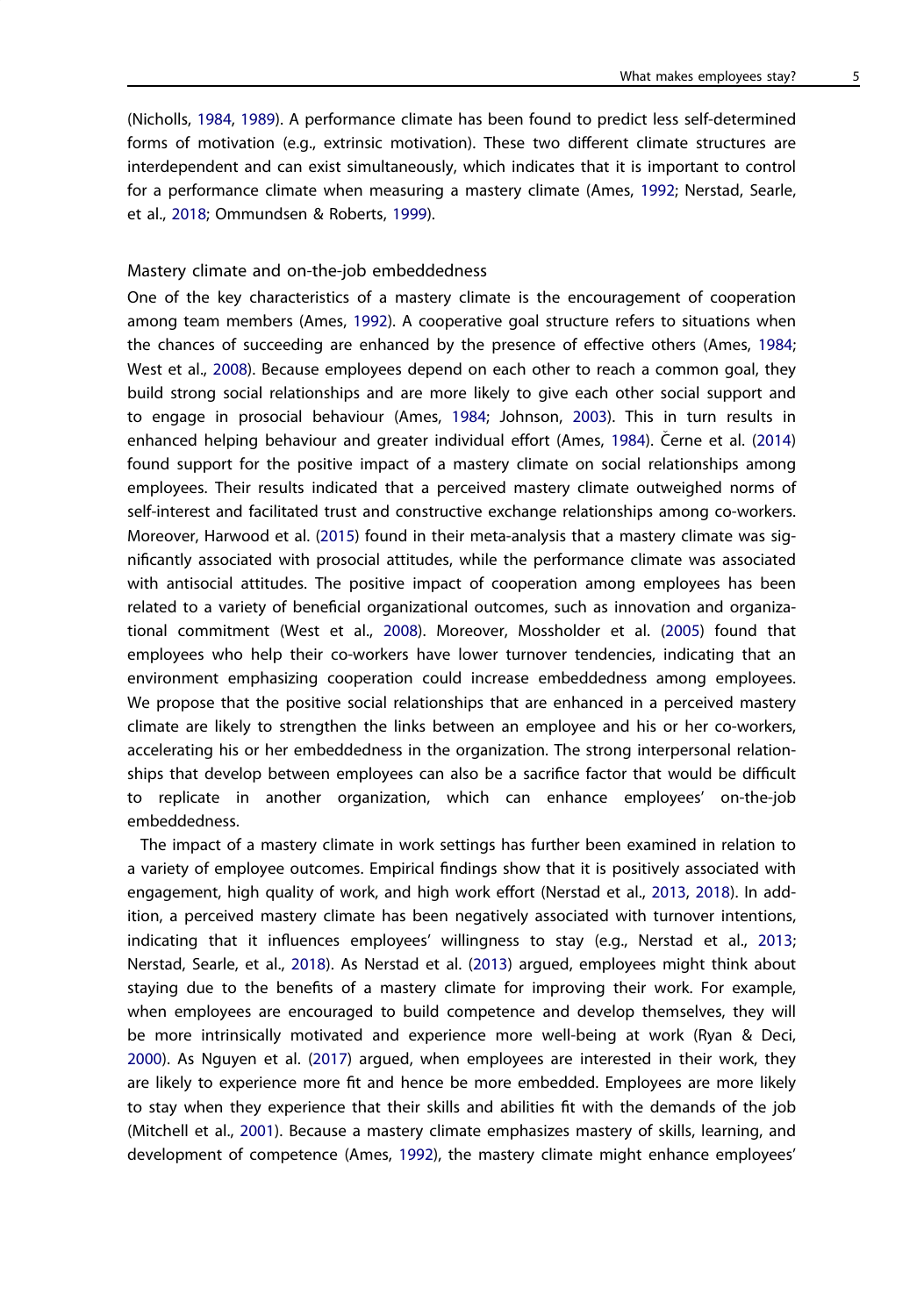(Nicholls, 1984, 1989). A performance climate has been found to predict less self-determined forms of motivation (e.g., extrinsic motivation). These two different climate structures are interdependent and can exist simultaneously, which indicates that it is important to control for a performance climate when measuring a mastery climate (Ames, 1992; Nerstad, Searle, et al., 2018; Ommundsen & Roberts, 1999).

### Mastery climate and on-the-job embeddedness

One of the key characteristics of a mastery climate is the encouragement of cooperation among team members (Ames, 1992). A cooperative goal structure refers to situations when the chances of succeeding are enhanced by the presence of effective others (Ames, 1984; West et al., 2008). Because employees depend on each other to reach a common goal, they build strong social relationships and are more likely to give each other social support and to engage in prosocial behaviour (Ames, 1984; Johnson, 2003). This in turn results in enhanced helping behaviour and greater individual effort (Ames, 1984). Černe et al. (2014) found support for the positive impact of a mastery climate on social relationships among employees. Their results indicated that a perceived mastery climate outweighed norms of self-interest and facilitated trust and constructive exchange relationships among co-workers. Moreover, Harwood et al. (2015) found in their meta-analysis that a mastery climate was significantly associated with prosocial attitudes, while the performance climate was associated with antisocial attitudes. The positive impact of cooperation among employees has been related to a variety of beneficial organizational outcomes, such as innovation and organizational commitment (West et al., 2008). Moreover, Mossholder et al. (2005) found that employees who help their co-workers have lower turnover tendencies, indicating that an environment emphasizing cooperation could increase embeddedness among employees. We propose that the positive social relationships that are enhanced in a perceived mastery climate are likely to strengthen the links between an employee and his or her co-workers, accelerating his or her embeddedness in the organization. The strong interpersonal relationships that develop between employees can also be a sacrifice factor that would be difficult to replicate in another organization, which can enhance employees' on-the-job embeddedness.

The impact of a mastery climate in work settings has further been examined in relation to a variety of employee outcomes. Empirical findings show that it is positively associated with engagement, high quality of work, and high work effort (Nerstad et al., 2013, 2018). In addition, a perceived mastery climate has been negatively associated with turnover intentions, indicating that it influences employees' willingness to stay (e.g., Nerstad et al., 2013; Nerstad, Searle, et al., 2018). As Nerstad et al. (2013) argued, employees might think about staying due to the benefits of a mastery climate for improving their work. For example, when employees are encouraged to build competence and develop themselves, they will be more intrinsically motivated and experience more well-being at work (Ryan & Deci, 2000). As Nguyen et al. (2017) argued, when employees are interested in their work, they are likely to experience more fit and hence be more embedded. Employees are more likely to stay when they experience that their skills and abilities fit with the demands of the job (Mitchell et al., 2001). Because a mastery climate emphasizes mastery of skills, learning, and development of competence (Ames, 1992), the mastery climate might enhance employees'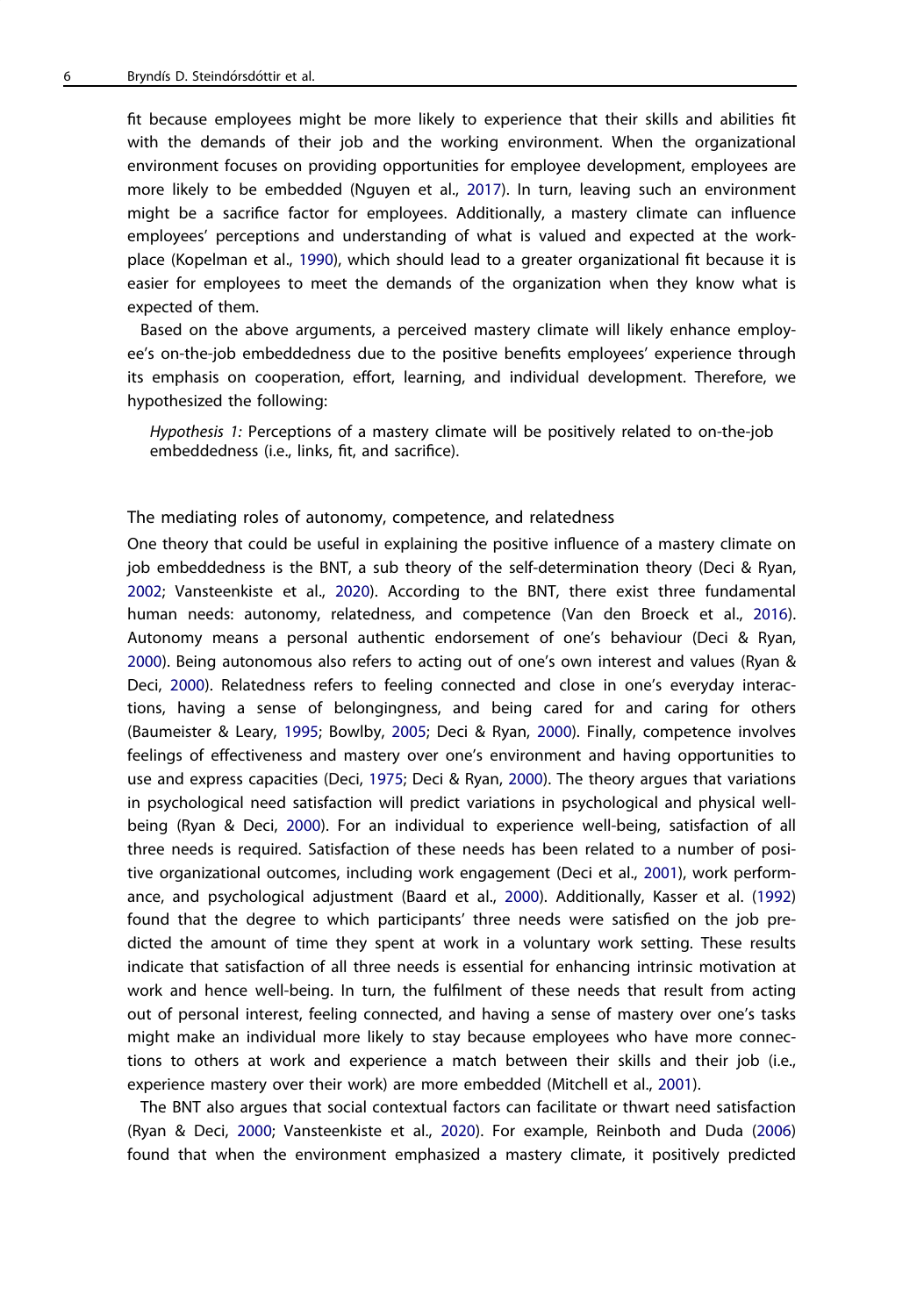fit because employees might be more likely to experience that their skills and abilities fit with the demands of their job and the working environment. When the organizational environment focuses on providing opportunities for employee development, employees are more likely to be embedded (Nguyen et al., 2017). In turn, leaving such an environment might be a sacrifice factor for employees. Additionally, a mastery climate can influence employees' perceptions and understanding of what is valued and expected at the workplace (Kopelman et al., 1990), which should lead to a greater organizational fit because it is easier for employees to meet the demands of the organization when they know what is expected of them.

Based on the above arguments, a perceived mastery climate will likely enhance employee's on-the-job embeddedness due to the positive benefits employees' experience through its emphasis on cooperation, effort, learning, and individual development. Therefore, we hypothesized the following:

> *Hypothesis 1:* Perceptions of a mastery climate will be positively related to on-the-job embeddedness (i.e., links, fit, and sacrifice).

### The mediating roles of autonomy, competence, and relatedness

One theory that could be useful in explaining the positive influence of a mastery climate on job embeddedness is the BNT, a sub theory of the self-determination theory (Deci & Ryan, 2002; Vansteenkiste et al., 2020). According to the BNT, there exist three fundamental human needs: autonomy, relatedness, and competence (Van den Broeck et al., 2016). Autonomy means a personal authentic endorsement of one's behaviour (Deci & Ryan, 2000). Being autonomous also refers to acting out of one's own interest and values (Ryan & Deci, 2000). Relatedness refers to feeling connected and close in one's everyday interactions, having a sense of belongingness, and being cared for and caring for others (Baumeister & Leary, 1995; Bowlby, 2005; Deci & Ryan, 2000). Finally, competence involves feelings of effectiveness and mastery over one's environment and having opportunities to use and express capacities (Deci, 1975; Deci & Ryan, 2000). The theory argues that variations in psychological need satisfaction will predict variations in psychological and physical well-being (Ryan & Deci, 2000). For an individual to experience well-being, satisfaction of all three needs is required. Satisfaction of these needs has been related to a number of positive organizational outcomes, including work engagement (Deci et al., 2001), work performance, and psychological adjustment (Baard et al., 2000). Additionally, Kasser et al. (1992) found that the degree to which participants' three needs were satisfied on the job predicted the amount of time they spent at work in a voluntary work setting. These results indicate that satisfaction of all three needs is essential for enhancing intrinsic motivation at work and hence well-being. In turn, the fulfilment of these needs that result from acting out of personal interest, feeling connected, and having a sense of mastery over one's tasks might make an individual more likely to stay because employees who have more connections to others at work and experience a match between their skills and their job (i.e., experience mastery over their work) are more embedded (Mitchell et al., 2001).

The BNT also argues that social contextual factors can facilitate or thwart need satisfaction (Ryan & Deci, 2000; Vansteenkiste et al., 2020). For example, Reinboth and Duda (2006) found that when the environment emphasized a mastery climate, it positively predicted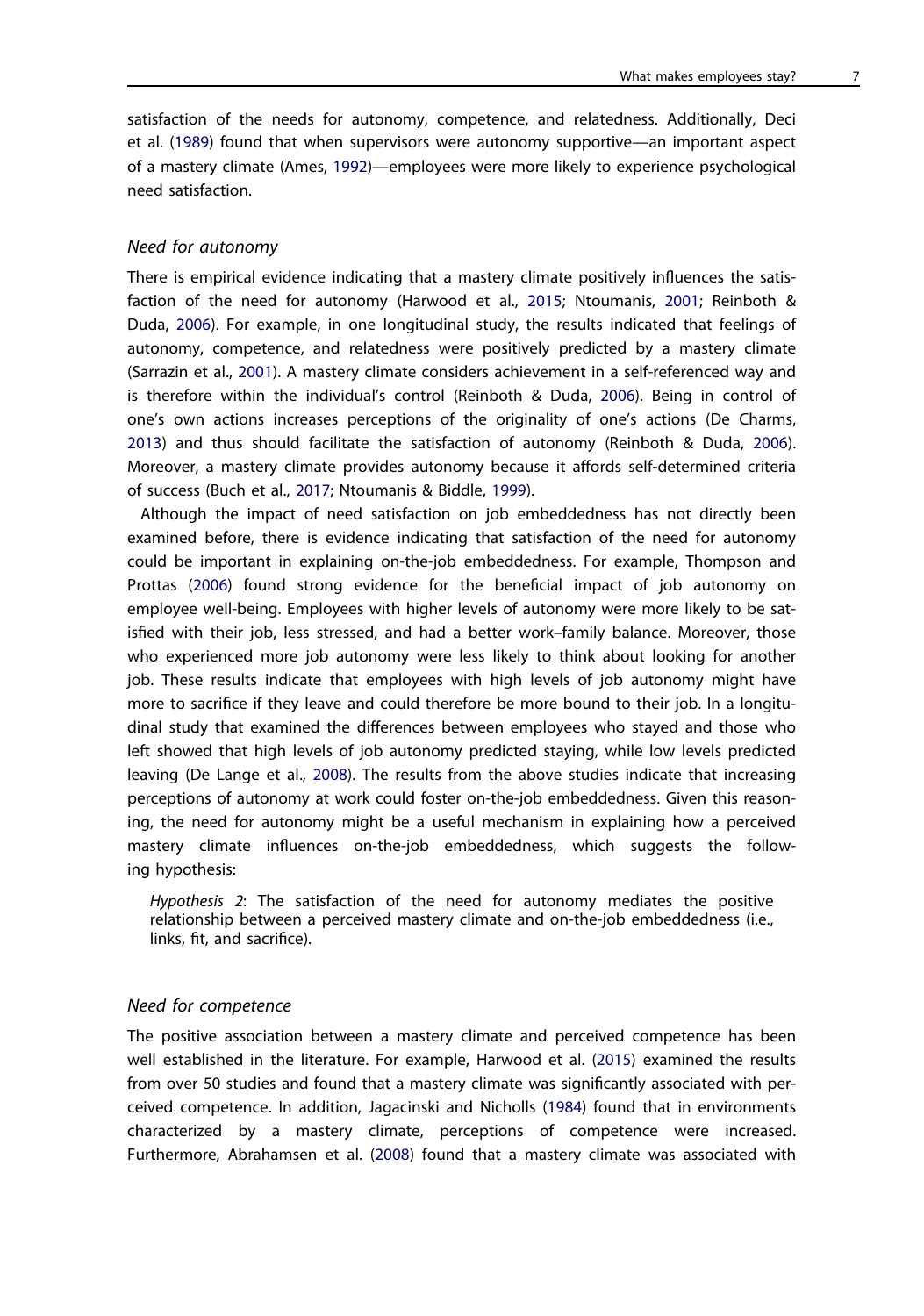satisfaction of the needs for autonomy, competence, and relatedness. Additionally, Deci et al. (1989) found that when supervisors were autonomy supportive—an important aspect of a mastery climate (Ames, 1992)—employees were more likely to experience psychological need satisfaction.

### *Need for autonomy*

There is empirical evidence indicating that a mastery climate positively influences the satisfaction of the need for autonomy (Harwood et al., 2015; Ntoumanis, 2001; Reinboth & Duda, 2006). For example, in one longitudinal study, the results indicated that feelings of autonomy, competence, and relatedness were positively predicted by a mastery climate (Sarrazin et al., 2001). A mastery climate considers achievement in a self-referenced way and is therefore within the individual's control (Reinboth & Duda, 2006). Being in control of one's own actions increases perceptions of the originality of one's actions (De Charms, 2013) and thus should facilitate the satisfaction of autonomy (Reinboth & Duda, 2006). Moreover, a mastery climate provides autonomy because it affords self-determined criteria of success (Buch et al., 2017; Ntoumanis & Biddle, 1999).

Although the impact of need satisfaction on job embeddedness has not directly been examined before, there is evidence indicating that satisfaction of the need for autonomy could be important in explaining on-the-job embeddedness. For example, Thompson and Prottas (2006) found strong evidence for the beneficial impact of job autonomy on employee well-being. Employees with higher levels of autonomy were more likely to be satisfied with their job, less stressed, and had a better work–family balance. Moreover, those who experienced more job autonomy were less likely to think about looking for another job. These results indicate that employees with high levels of job autonomy might have more to sacrifice if they leave and could therefore be more bound to their job. In a longitudinal study that examined the differences between employees who stayed and those who left showed that high levels of job autonomy predicted staying, while low levels predicted leaving (De Lange et al., 2008). The results from the above studies indicate that increasing perceptions of autonomy at work could foster on-the-job embeddedness. Given this reasoning, the need for autonomy might be a useful mechanism in explaining how a perceived mastery climate influences on-the-job embeddedness, which suggests the following hypothesis:

> *Hypothesis 2*: The satisfaction of the need for autonomy mediates the positive relationship between a perceived mastery climate and on-the-job embeddedness (i.e., links, fit, and sacrifice).

### *Need for competence*

The positive association between a mastery climate and perceived competence has been well established in the literature. For example, Harwood et al. (2015) examined the results from over 50 studies and found that a mastery climate was significantly associated with perceived competence. In addition, Jagacinski and Nicholls (1984) found that in environments characterized by a mastery climate, perceptions of competence were increased. Furthermore, Abrahamsen et al. (2008) found that a mastery climate was associated with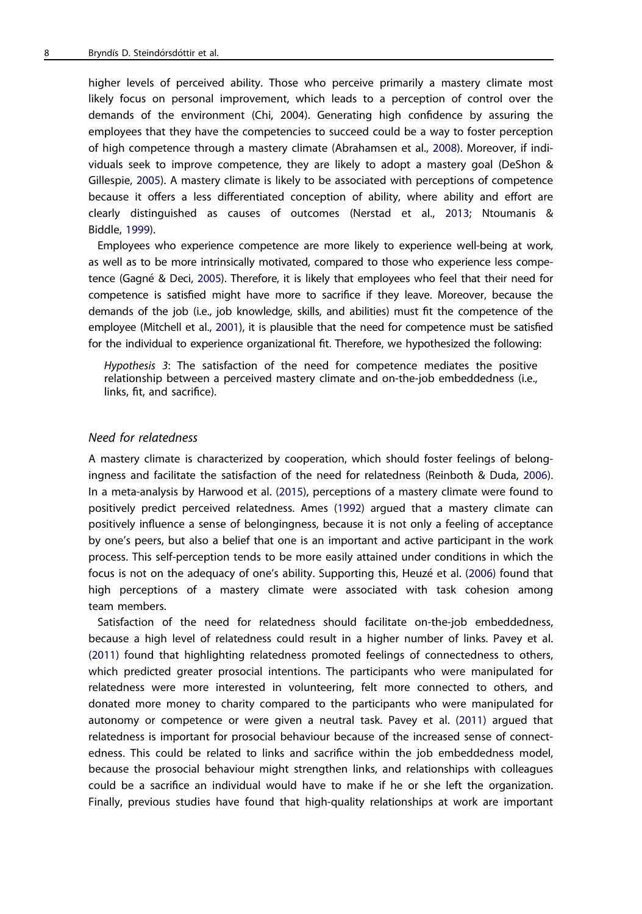higher levels of perceived ability. Those who perceive primarily a mastery climate most likely focus on personal improvement, which leads to a perception of control over the demands of the environment (Chi, 2004). Generating high confidence by assuring the employees that they have the competencies to succeed could be a way to foster perception of high competence through a mastery climate (Abrahamsen et al., 2008). Moreover, if individuals seek to improve competence, they are likely to adopt a mastery goal (DeShon & Gillespie, 2005). A mastery climate is likely to be associated with perceptions of competence because it offers a less differentiated conception of ability, where ability and effort are clearly distinguished as causes of outcomes (Nerstad et al., 2013; Ntoumanis & Biddle, 1999).

Employees who experience competence are more likely to experience well-being at work, as well as to be more intrinsically motivated, compared to those who experience less competence (Gagné & Deci, 2005). Therefore, it is likely that employees who feel that their need for competence is satisfied might have more to sacrifice if they leave. Moreover, because the demands of the job (i.e., job knowledge, skills, and abilities) must fit the competence of the employee (Mitchell et al., 2001), it is plausible that the need for competence must be satisfied for the individual to experience organizational fit. Therefore, we hypothesized the following:

> *Hypothesis 3*: The satisfaction of the need for competence mediates the positive relationship between a perceived mastery climate and on-the-job embeddedness (i.e., links, fit, and sacrifice).

### *Need for relatedness*

A mastery climate is characterized by cooperation, which should foster feelings of belongingness and facilitate the satisfaction of the need for relatedness (Reinboth & Duda, 2006). In a meta-analysis by Harwood et al. (2015), perceptions of a mastery climate were found to positively predict perceived relatedness. Ames (1992) argued that a mastery climate can positively influence a sense of belongingness, because it is not only a feeling of acceptance by one's peers, but also a belief that one is an important and active participant in the work process. This self-perception tends to be more easily attained under conditions in which the focus is not on the adequacy of one's ability. Supporting this, Heuzé et al. (2006) found that high perceptions of a mastery climate were associated with task cohesion among team members.

Satisfaction of the need for relatedness should facilitate on-the-job embeddedness, because a high level of relatedness could result in a higher number of links. Pavey et al. (2011) found that highlighting relatedness promoted feelings of connectedness to others, which predicted greater prosocial intentions. The participants who were manipulated for relatedness were more interested in volunteering, felt more connected to others, and donated more money to charity compared to the participants who were manipulated for autonomy or competence or were given a neutral task. Pavey et al. (2011) argued that relatedness is important for prosocial behaviour because of the increased sense of connectedness. This could be related to links and sacrifice within the job embeddedness model, because the prosocial behaviour might strengthen links, and relationships with colleagues could be a sacrifice an individual would have to make if he or she left the organization. Finally, previous studies have found that high-quality relationships at work are important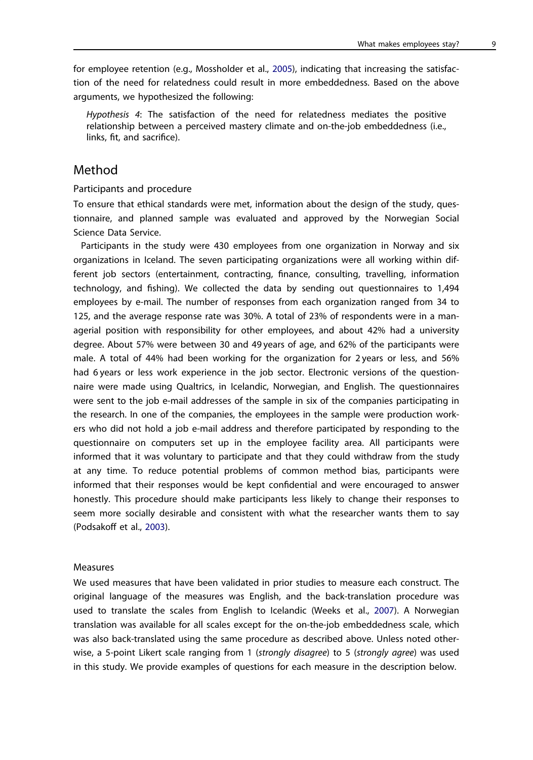for employee retention (e.g., Mossholder et al., 2005), indicating that increasing the satisfaction of the need for relatedness could result in more embeddedness. Based on the above arguments, we hypothesized the following:

> *Hypothesis 4*: The satisfaction of the need for relatedness mediates the positive relationship between a perceived mastery climate and on-the-job embeddedness (i.e., links, fit, and sacrifice).

# Method

## Participants and procedure

To ensure that ethical standards were met, information about the design of the study, questionnaire, and planned sample was evaluated and approved by the Norwegian Social Science Data Service.

Participants in the study were 430 employees from one organization in Norway and six organizations in Iceland. The seven participating organizations were all working within different job sectors (entertainment, contracting, finance, consulting, travelling, information technology, and fishing). We collected the data by sending out questionnaires to 1,494 employees by e-mail. The number of responses from each organization ranged from 34 to 125, and the average response rate was 30%. A total of 23% of respondents were in a managerial position with responsibility for other employees, and about 42% had a university degree. About 57% were between 30 and 49 years of age, and 62% of the participants were male. A total of 44% had been working for the organization for 2 years or less, and 56% had 6 years or less work experience in the job sector. Electronic versions of the questionnaire were made using Qualtrics, in Icelandic, Norwegian, and English. The questionnaires were sent to the job e-mail addresses of the sample in six of the companies participating in the research. In one of the companies, the employees in the sample were production workers who did not hold a job e-mail address and therefore participated by responding to the questionnaire on computers set up in the employee facility area. All participants were informed that it was voluntary to participate and that they could withdraw from the study at any time. To reduce potential problems of common method bias, participants were informed that their responses would be kept confidential and were encouraged to answer honestly. This procedure should make participants less likely to change their responses to seem more socially desirable and consistent with what the researcher wants them to say (Podsakoff et al., 2003).

## Measures

We used measures that have been validated in prior studies to measure each construct. The original language of the measures was English, and the back-translation procedure was used to translate the scales from English to Icelandic (Weeks et al., 2007). A Norwegian translation was available for all scales except for the on-the-job embeddedness scale, which was also back-translated using the same procedure as described above. Unless noted otherwise, a 5-point Likert scale ranging from 1 (*strongly disagree*) to 5 (*strongly agree*) was used in this study. We provide examples of questions for each measure in the description below.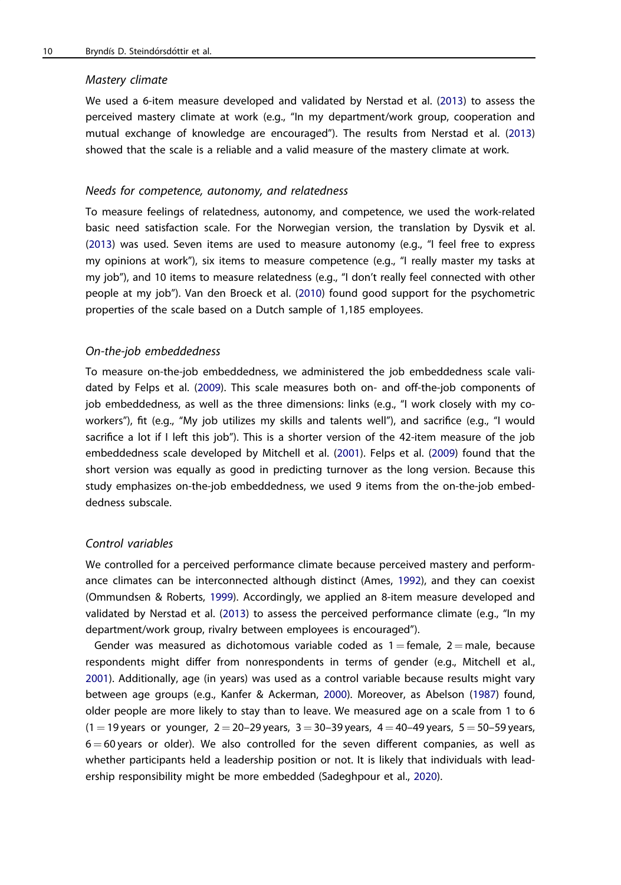#### *Mastery climate*

We used a 6-item measure developed and validated by Nerstad et al. (2013) to assess the perceived mastery climate at work (e.g., "In my department/work group, cooperation and mutual exchange of knowledge are encouraged"). The results from Nerstad et al. (2013) showed that the scale is a reliable and a valid measure of the mastery climate at work.

#### *Needs for competence, autonomy, and relatedness*

To measure feelings of relatedness, autonomy, and competence, we used the work-related basic need satisfaction scale. For the Norwegian version, the translation by Dysvik et al. (2013) was used. Seven items are used to measure autonomy (e.g., "I feel free to express my opinions at work"), six items to measure competence (e.g., "I really master my tasks at my job"), and 10 items to measure relatedness (e.g., "I don't really feel connected with other people at my job"). Van den Broeck et al. (2010) found good support for the psychometric properties of the scale based on a Dutch sample of 1,185 employees.

#### *On-the-job embeddedness*

To measure on-the-job embeddedness, we administered the job embeddedness scale validated by Felps et al. (2009). This scale measures both on- and off-the-job components of job embeddedness, as well as the three dimensions: links (e.g., "I work closely with my co-workers"), fit (e.g., "My job utilizes my skills and talents well"), and sacrifice (e.g., "I would sacrifice a lot if I left this job"). This is a shorter version of the 42-item measure of the job embeddedness scale developed by Mitchell et al. (2001). Felps et al. (2009) found that the short version was equally as good in predicting turnover as the long version. Because this study emphasizes on-the-job embeddedness, we used 9 items from the on-the-job embeddedness subscale.

#### *Control variables*

We controlled for a perceived performance climate because perceived mastery and performance climates can be interconnected although distinct (Ames, 1992), and they can coexist (Ommundsen & Roberts, 1999). Accordingly, we applied an 8-item measure developed and validated by Nerstad et al. (2013) to assess the perceived performance climate (e.g., "In my department/work group, rivalry between employees is encouraged").

Gender was measured as dichotomous variable coded as 1 = female, 2 = male, because respondents might differ from nonrespondents in terms of gender (e.g., Mitchell et al., 2001). Additionally, age (in years) was used as a control variable because results might vary between age groups (e.g., Kanfer & Ackerman, 2000). Moreover, as Abelson (1987) found, older people are more likely to stay than to leave. We measured age on a scale from 1 to 6 (1 = 19 years or younger, 2 = 20–29 years, 3 = 30–39 years, 4 = 40–49 years, 5 = 50–59 years, 6 = 60 years or older). We also controlled for the seven different companies, as well as whether participants held a leadership position or not. It is likely that individuals with leadership responsibility might be more embedded (Sadeghpour et al., 2020).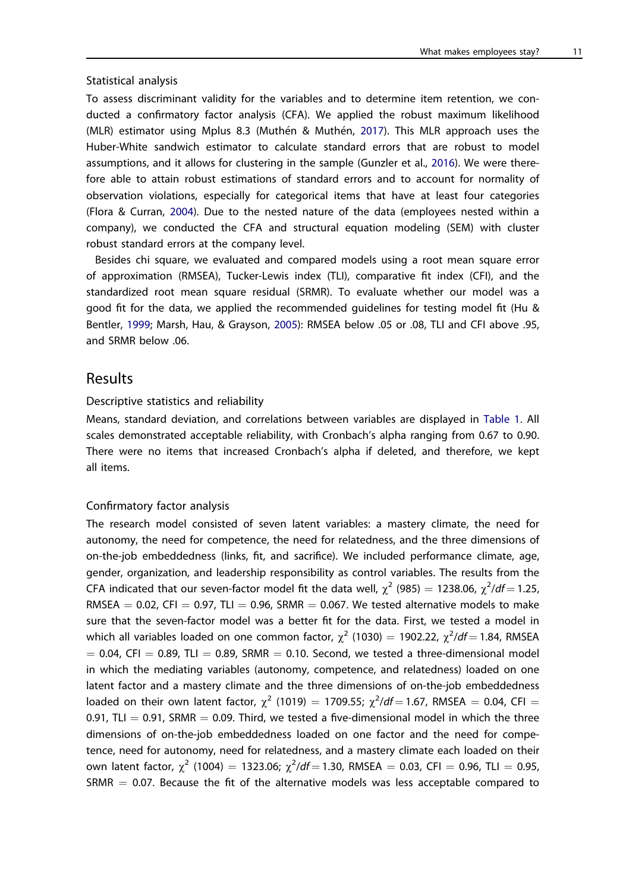### Statistical analysis

To assess discriminant validity for the variables and to determine item retention, we conducted a confirmatory factor analysis (CFA). We applied the robust maximum likelihood (MLR) estimator using Mplus 8.3 (Muthén & Muthén, 2017). This MLR approach uses the Huber-White sandwich estimator to calculate standard errors that are robust to model assumptions, and it allows for clustering in the sample (Gunzler et al., 2016). We were therefore able to attain robust estimations of standard errors and to account for normality of observation violations, especially for categorical items that have at least four categories (Flora & Curran, 2004). Due to the nested nature of the data (employees nested within a company), we conducted the CFA and structural equation modeling (SEM) with cluster robust standard errors at the company level.

Besides chi square, we evaluated and compared models using a root mean square error of approximation (RMSEA), Tucker-Lewis index (TLI), comparative fit index (CFI), and the standardized root mean square residual (SRMR). To evaluate whether our model was a good fit for the data, we applied the recommended guidelines for testing model fit (Hu & Bentler, 1999; Marsh, Hau, & Grayson, 2005): RMSEA below .05 or .08, TLI and CFI above .95, and SRMR below .06.

## Results

### Descriptive statistics and reliability

Means, standard deviation, and correlations between variables are displayed in Table 1. All scales demonstrated acceptable reliability, with Cronbach's alpha ranging from 0.67 to 0.90. There were no items that increased Cronbach's alpha if deleted, and therefore, we kept all items.

### Confirmatory factor analysis

The research model consisted of seven latent variables: a mastery climate, the need for autonomy, the need for competence, the need for relatedness, and the three dimensions of on-the-job embeddedness (links, fit, and sacrifice). We included performance climate, age, gender, organization, and leadership responsibility as control variables. The results from the CFA indicated that our seven-factor model fit the data well, $\chi^2$ (985) = 1238.06, $\chi^2/df = 1.25$, RMSEA = 0.02, CFI = 0.97, TLI = 0.96, SRMR = 0.067. We tested alternative models to make sure that the seven-factor model was a better fit for the data. First, we tested a model in which all variables loaded on one common factor, $\chi^2$ (1030) = 1902.22, $\chi^2/df = 1.84$, RMSEA = 0.04, CFI = 0.89, TLI = 0.89, SRMR = 0.10. Second, we tested a three-dimensional model in which the mediating variables (autonomy, competence, and relatedness) loaded on one latent factor and a mastery climate and the three dimensions of on-the-job embeddedness loaded on their own latent factor, $\chi^2$ (1019) = 1709.55; $\chi^2/df = 1.67$, RMSEA = 0.04, CFI = 0.91, TLI = 0.91, SRMR = 0.09. Third, we tested a five-dimensional model in which the three dimensions of on-the-job embeddedness loaded on one factor and the need for competence, need for autonomy, need for relatedness, and a mastery climate each loaded on their own latent factor, $\chi^2$ (1004) = 1323.06; $\chi^2/df = 1.30$, RMSEA = 0.03, CFI = 0.96, TLI = 0.95, SRMR = 0.07. Because the fit of the alternative models was less acceptable compared to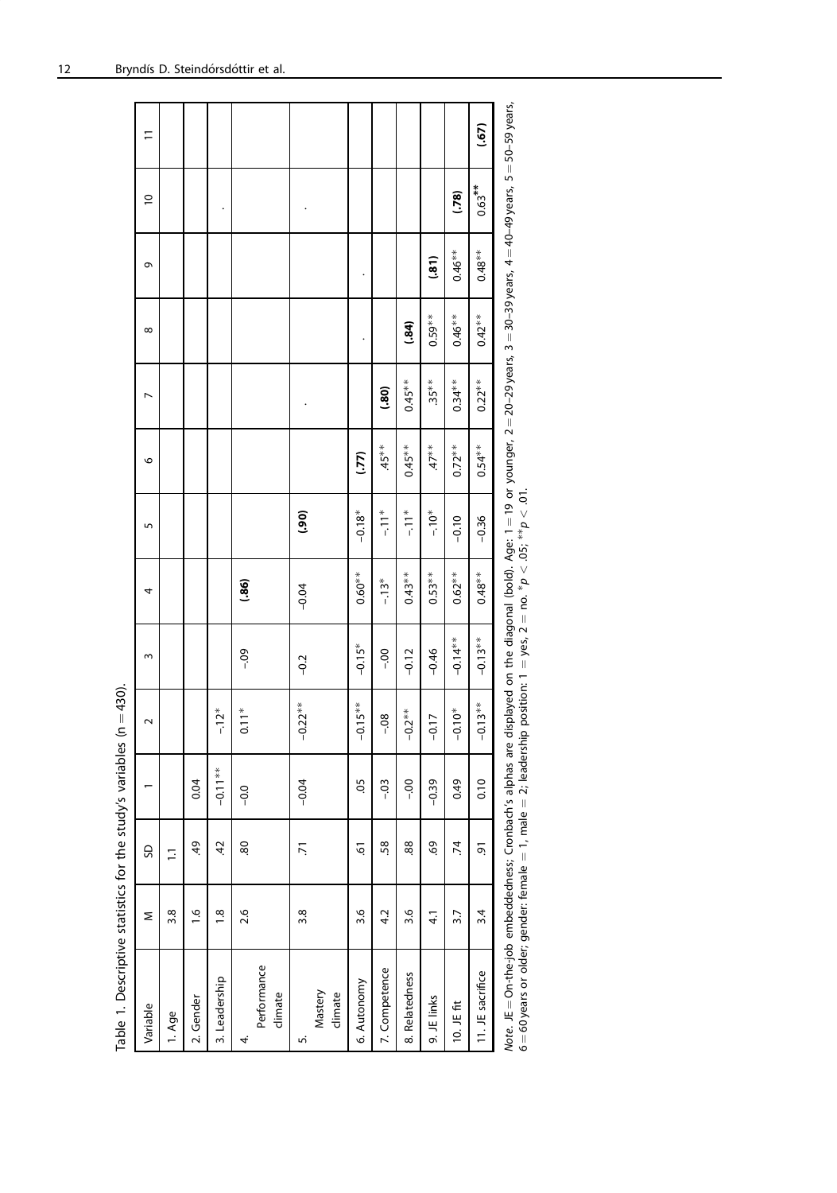Table 1. Descriptive statistics for the study's variables (n = 430).

| Variable | M | SD | 1 | 2 | 3 | 4 | 5 | 6 | 7 | 8 | 9 | 10 | 11 |
|---|---|---|---|---|---|---|---|---|---|---|---|---|---|
| 1. Age | 3.8 | 1.1 | | | | | | | | | | | |
| 2. Gender | 1.6 | .49 | 0.04 | | | | | | | | | | |
| 3. Leadership | 1.8 | .42 | –0.11** | –.12* | | | | | | | | . | |
| 4. Performance climate | 2.6 | .80 | –0.0 | 0.11* | –.09 | **(.86)** | | | | | | | |
| 5. Mastery climate | 3.8 | .71 | –0.04 | –0.22** | –0.2 | –0.04 | **(.90)** | | . | | | . | |
| 6. Autonomy | 3.6 | .61 | .05 | –0.15** | –0.15* | 0.60** | –0.18* | **(.77)** | | . | . | | |
| 7. Competence | 4.2 | .58 | –.03 | –.08 | –.00 | –.13* | –.11* | .45** | **(.80)** | | | | |
| 8. Relatedness | 3.6 | .88 | –.00 | –0.2** | –0.12 | 0.43** | –.11* | 0.45** | 0.45** | **(.84)** | | | |
| 9. JE links | 4.1 | .69 | –0.39 | –0.17 | –0.46 | 0.53** | –.10* | .47** | .35** | 0.59** | **(.81)** | | |
| 10. JE fit | 3.7 | .74 | 0.49 | –0.10* | –0.14** | 0.62** | –0.10 | 0.72** | 0.34** | 0.46** | 0.46** | **(.78)** | |
| 11. JE sacrifice | 3.4 | .91 | 0.10 | –0.13** | –0.13** | 0.48** | –0.36 | 0.54** | 0.22** | 0.42** | 0.48** | 0.63** | **(.67)** |

*Note.* JE = On-the-job embeddedness; Cronbach's alphas are displayed on the diagonal (bold). Age: 1 = 19 or younger, 2 = 20–29 years, 3 = 30–39 years, 4 = 40–49 years, 5 = 50–59 years, 6 = 60 years or older; gender: female = 1, male = 2; leadership position: 1 = yes, 2 = no. $^{*}p < .05$; $^{**}p < .01$.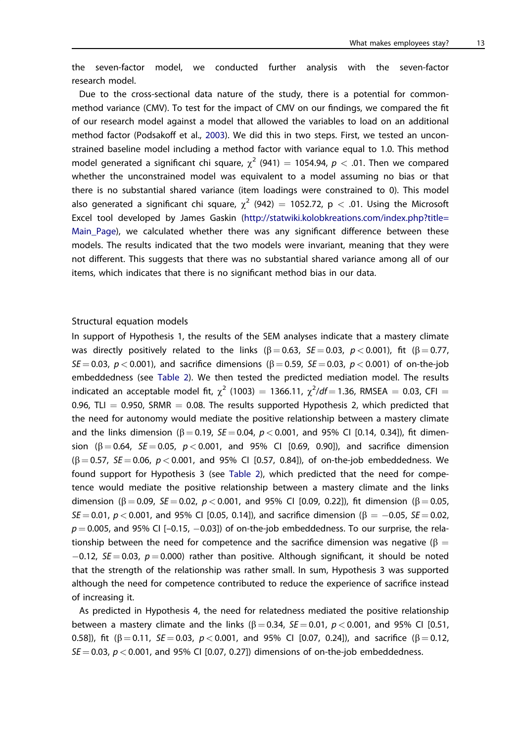the seven-factor model, we conducted further analysis with the seven-factor research model.

Due to the cross-sectional data nature of the study, there is a potential for common-method variance (CMV). To test for the impact of CMV on our findings, we compared the fit of our research model against a model that allowed the variables to load on an additional method factor (Podsakoff et al., 2003). We did this in two steps. First, we tested an unconstrained baseline model including a method factor with variance equal to 1.0. This method model generated a significant chi square, $\chi^2$ (941) = 1054.94, $p < .01$. Then we compared whether the unconstrained model was equivalent to a model assuming no bias or that there is no substantial shared variance (item loadings were constrained to 0). This model also generated a significant chi square, $\chi^2$ (942) = 1052.72, $p < .01$. Using the Microsoft Excel tool developed by James Gaskin (http://statwiki.kolobkreations.com/index.php?title=Main_Page), we calculated whether there was any significant difference between these models. The results indicated that the two models were invariant, meaning that they were not different. This suggests that there was no substantial shared variance among all of our items, which indicates that there is no significant method bias in our data.

### Structural equation models

In support of Hypothesis 1, the results of the SEM analyses indicate that a mastery climate was directly positively related to the links ($\beta = 0.63$, $SE = 0.03$, $p < 0.001$), fit ($\beta = 0.77$, $SE = 0.03$, $p < 0.001$), and sacrifice dimensions ($\beta = 0.59$, $SE = 0.03$, $p < 0.001$) of on-the-job embeddedness (see Table 2). We then tested the predicted mediation model. The results indicated an acceptable model fit, $\chi^2$ (1003) = 1366.11, $\chi^2/df = 1.36$, RMSEA = 0.03, CFI = 0.96, TLI = 0.950, SRMR = 0.08. The results supported Hypothesis 2, which predicted that the need for autonomy would mediate the positive relationship between a mastery climate and the links dimension ($\beta = 0.19$, $SE = 0.04$, $p < 0.001$, and 95% CI [0.14, 0.34]), fit dimension ($\beta = 0.64$, $SE = 0.05$, $p < 0.001$, and 95% CI [0.69, 0.90]), and sacrifice dimension ($\beta = 0.57$, $SE = 0.06$, $p < 0.001$, and 95% CI [0.57, 0.84]), of on-the-job embeddedness. We found support for Hypothesis 3 (see Table 2), which predicted that the need for competence would mediate the positive relationship between a mastery climate and the links dimension ($\beta = 0.09$, $SE = 0.02$, $p < 0.001$, and 95% CI [0.09, 0.22]), fit dimension ($\beta = 0.05$, $SE = 0.01$, $p < 0.001$, and 95% CI [0.05, 0.14]), and sacrifice dimension ($\beta = -0.05$, $SE = 0.02$, $p = 0.005$, and 95% CI [–0.15, −0.03]) of on-the-job embeddedness. To our surprise, the relationship between the need for competence and the sacrifice dimension was negative ($\beta = -0.12$, $SE = 0.03$, $p = 0.000$) rather than positive. Although significant, it should be noted that the strength of the relationship was rather small. In sum, Hypothesis 3 was supported although the need for competence contributed to reduce the experience of sacrifice instead of increasing it.

As predicted in Hypothesis 4, the need for relatedness mediated the positive relationship between a mastery climate and the links ($\beta = 0.34$, $SE = 0.01$, $p < 0.001$, and 95% CI [0.51, 0.58]), fit ($\beta = 0.11$, $SE = 0.03$, $p < 0.001$, and 95% CI [0.07, 0.24]), and sacrifice ($\beta = 0.12$, $SE = 0.03$, $p < 0.001$, and 95% CI [0.07, 0.27]) dimensions of on-the-job embeddedness.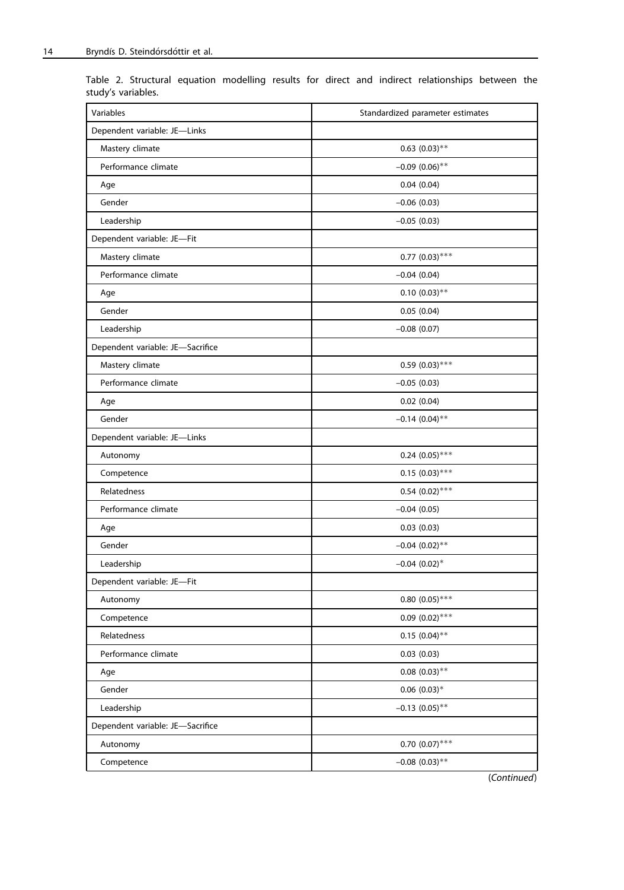Table 2. Structural equation modelling results for direct and indirect relationships between the study's variables.

| Variables | Standardized parameter estimates |
|---|---|
| Dependent variable: JE—Links | |
| Mastery climate | 0.63 (0.03)** |
| Performance climate | −0.09 (0.06)** |
| Age | 0.04 (0.04) |
| Gender | −0.06 (0.03) |
| Leadership | −0.05 (0.03) |
| Dependent variable: JE—Fit | |
| Mastery climate | 0.77 (0.03)*** |
| Performance climate | −0.04 (0.04) |
| Age | 0.10 (0.03)** |
| Gender | 0.05 (0.04) |
| Leadership | −0.08 (0.07) |
| Dependent variable: JE—Sacrifice | |
| Mastery climate | 0.59 (0.03)*** |
| Performance climate | −0.05 (0.03) |
| Age | 0.02 (0.04) |
| Gender | −0.14 (0.04)** |
| Dependent variable: JE—Links | |
| Autonomy | 0.24 (0.05)*** |
| Competence | 0.15 (0.03)*** |
| Relatedness | 0.54 (0.02)*** |
| Performance climate | −0.04 (0.05) |
| Age | 0.03 (0.03) |
| Gender | −0.04 (0.02)** |
| Leadership | −0.04 (0.02)* |
| Dependent variable: JE—Fit | |
| Autonomy | 0.80 (0.05)*** |
| Competence | 0.09 (0.02)*** |
| Relatedness | 0.15 (0.04)** |
| Performance climate | 0.03 (0.03) |
| Age | 0.08 (0.03)** |
| Gender | 0.06 (0.03)* |
| Leadership | −0.13 (0.05)** |
| Dependent variable: JE—Sacrifice | |
| Autonomy | 0.70 (0.07)*** |
| Competence | −0.08 (0.03)** |

(*Continued*)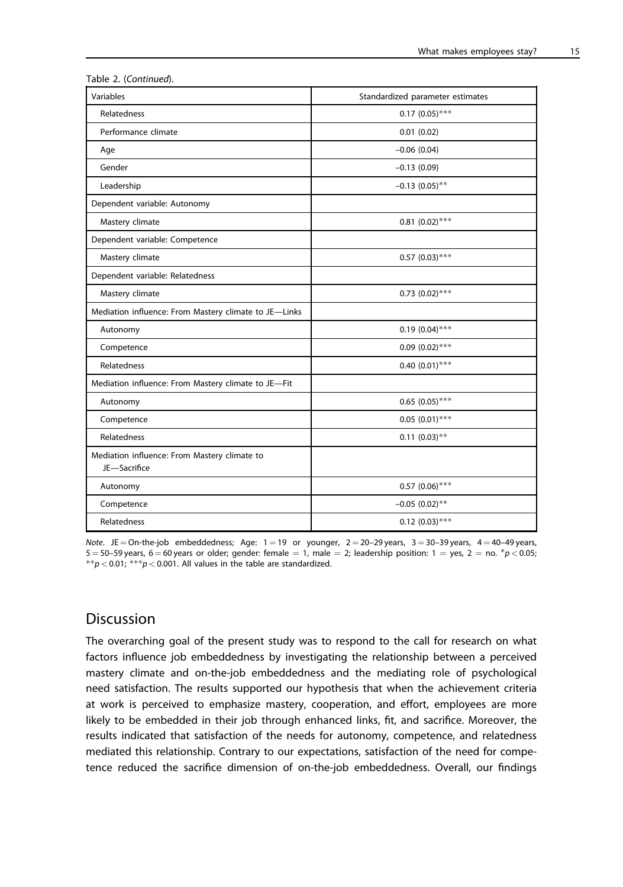Table 2. (*Continued*).

| Variables | Standardized parameter estimates |
|---|---|
| Relatedness | 0.17 (0.05)*** |
| Performance climate | 0.01 (0.02) |
| Age | −0.06 (0.04) |
| Gender | −0.13 (0.09) |
| Leadership | −0.13 (0.05)** |
| Dependent variable: Autonomy | |
| Mastery climate | 0.81 (0.02)*** |
| Dependent variable: Competence | |
| Mastery climate | 0.57 (0.03)*** |
| Dependent variable: Relatedness | |
| Mastery climate | 0.73 (0.02)*** |
| Mediation influence: From Mastery climate to JE—Links | |
| Autonomy | 0.19 (0.04)*** |
| Competence | 0.09 (0.02)*** |
| Relatedness | 0.40 (0.01)*** |
| Mediation influence: From Mastery climate to JE—Fit | |
| Autonomy | 0.65 (0.05)*** |
| Competence | 0.05 (0.01)*** |
| Relatedness | 0.11 (0.03)** |
| Mediation influence: From Mastery climate to JE—Sacrifice | |
| Autonomy | 0.57 (0.06)*** |
| Competence | −0.05 (0.02)** |
| Relatedness | 0.12 (0.03)*** |

*Note.* JE = On-the-job embeddedness; Age: 1 = 19 or younger, 2 = 20–29 years, 3 = 30–39 years, 4 = 40–49 years, 5 = 50–59 years, 6 = 60 years or older; gender: female = 1, male = 2; leadership position: 1 = yes, 2 = no. \*$p < 0.05$; \*\*$p < 0.01$; \*\*\*$p < 0.001$. All values in the table are standardized.

## Discussion

The overarching goal of the present study was to respond to the call for research on what factors influence job embeddedness by investigating the relationship between a perceived mastery climate and on-the-job embeddedness and the mediating role of psychological need satisfaction. The results supported our hypothesis that when the achievement criteria at work is perceived to emphasize mastery, cooperation, and effort, employees are more likely to be embedded in their job through enhanced links, fit, and sacrifice. Moreover, the results indicated that satisfaction of the needs for autonomy, competence, and relatedness mediated this relationship. Contrary to our expectations, satisfaction of the need for competence reduced the sacrifice dimension of on-the-job embeddedness. Overall, our findings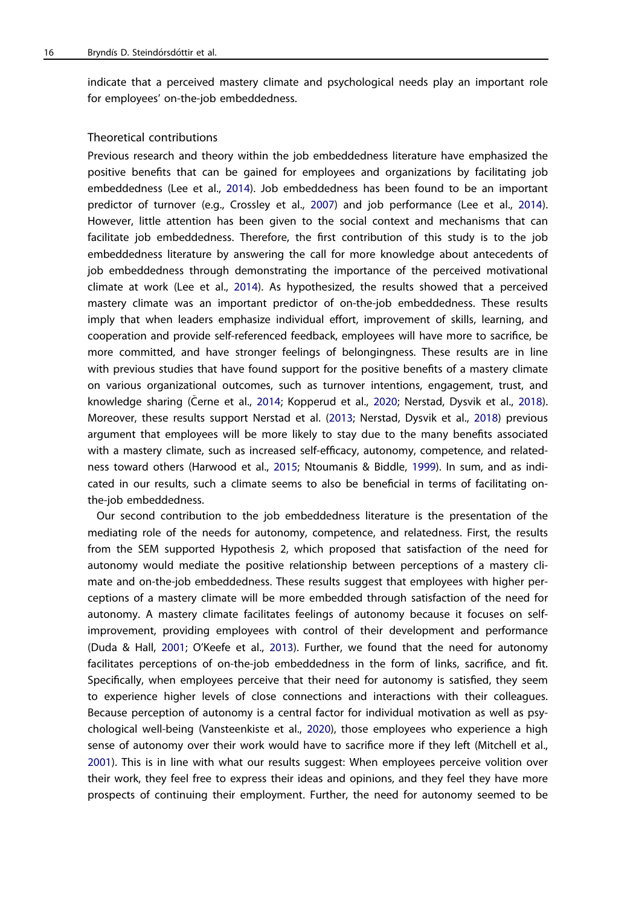indicate that a perceived mastery climate and psychological needs play an important role for employees' on-the-job embeddedness.

### Theoretical contributions

Previous research and theory within the job embeddedness literature have emphasized the positive benefits that can be gained for employees and organizations by facilitating job embeddedness (Lee et al., 2014). Job embeddedness has been found to be an important predictor of turnover (e.g., Crossley et al., 2007) and job performance (Lee et al., 2014). However, little attention has been given to the social context and mechanisms that can facilitate job embeddedness. Therefore, the first contribution of this study is to the job embeddedness literature by answering the call for more knowledge about antecedents of job embeddedness through demonstrating the importance of the perceived motivational climate at work (Lee et al., 2014). As hypothesized, the results showed that a perceived mastery climate was an important predictor of on-the-job embeddedness. These results imply that when leaders emphasize individual effort, improvement of skills, learning, and cooperation and provide self-referenced feedback, employees will have more to sacrifice, be more committed, and have stronger feelings of belongingness. These results are in line with previous studies that have found support for the positive benefits of a mastery climate on various organizational outcomes, such as turnover intentions, engagement, trust, and knowledge sharing (Černe et al., 2014; Kopperud et al., 2020; Nerstad, Dysvik et al., 2018). Moreover, these results support Nerstad et al. (2013; Nerstad, Dysvik et al., 2018) previous argument that employees will be more likely to stay due to the many benefits associated with a mastery climate, such as increased self-efficacy, autonomy, competence, and relatedness toward others (Harwood et al., 2015; Ntoumanis & Biddle, 1999). In sum, and as indicated in our results, such a climate seems to also be beneficial in terms of facilitating on-the-job embeddedness.

Our second contribution to the job embeddedness literature is the presentation of the mediating role of the needs for autonomy, competence, and relatedness. First, the results from the SEM supported Hypothesis 2, which proposed that satisfaction of the need for autonomy would mediate the positive relationship between perceptions of a mastery climate and on-the-job embeddedness. These results suggest that employees with higher perceptions of a mastery climate will be more embedded through satisfaction of the need for autonomy. A mastery climate facilitates feelings of autonomy because it focuses on self-improvement, providing employees with control of their development and performance (Duda & Hall, 2001; O'Keefe et al., 2013). Further, we found that the need for autonomy facilitates perceptions of on-the-job embeddedness in the form of links, sacrifice, and fit. Specifically, when employees perceive that their need for autonomy is satisfied, they seem to experience higher levels of close connections and interactions with their colleagues. Because perception of autonomy is a central factor for individual motivation as well as psychological well-being (Vansteenkiste et al., 2020), those employees who experience a high sense of autonomy over their work would have to sacrifice more if they left (Mitchell et al., 2001). This is in line with what our results suggest: When employees perceive volition over their work, they feel free to express their ideas and opinions, and they feel they have more prospects of continuing their employment. Further, the need for autonomy seemed to be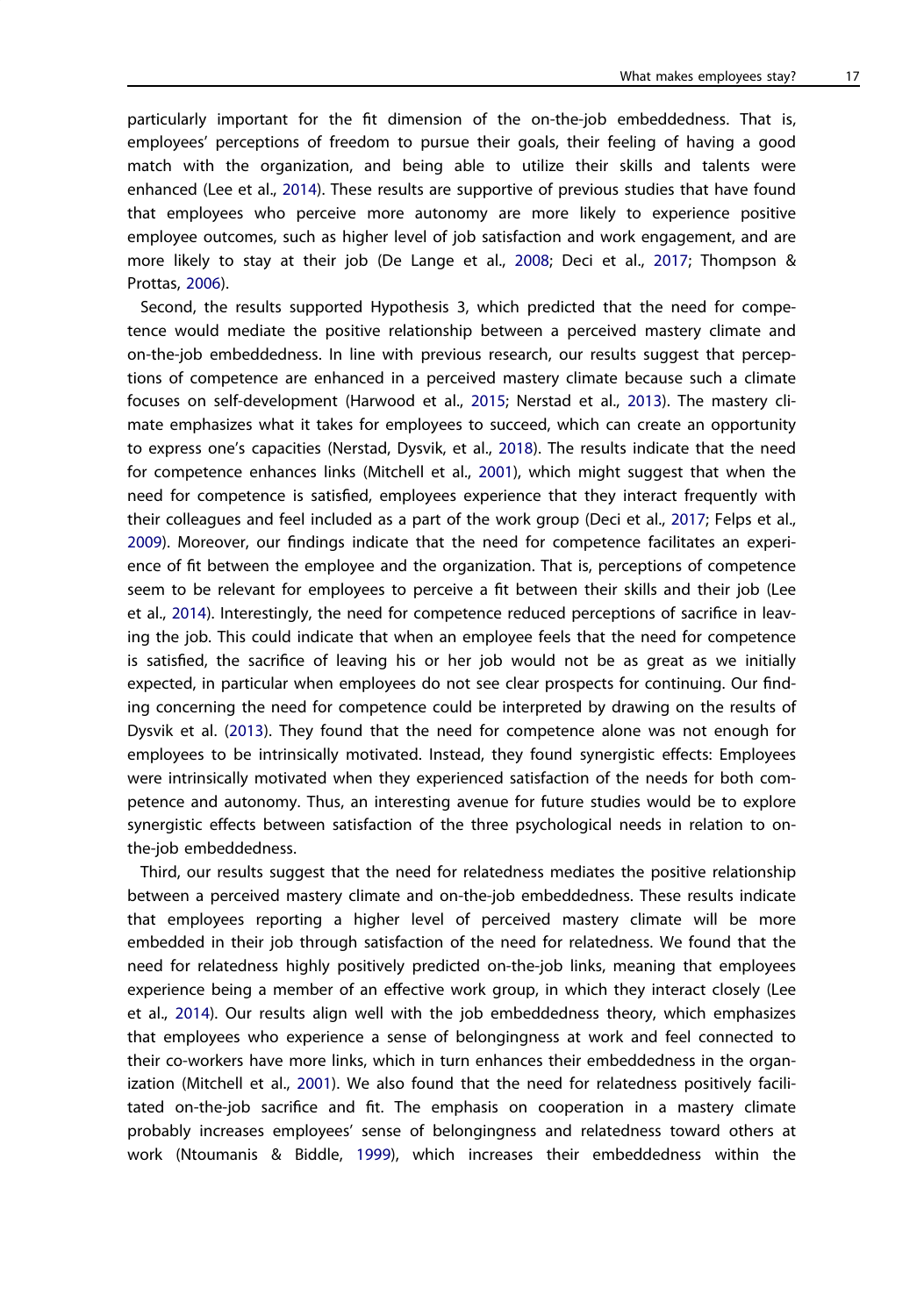particularly important for the fit dimension of the on-the-job embeddedness. That is, employees' perceptions of freedom to pursue their goals, their feeling of having a good match with the organization, and being able to utilize their skills and talents were enhanced (Lee et al., 2014). These results are supportive of previous studies that have found that employees who perceive more autonomy are more likely to experience positive employee outcomes, such as higher level of job satisfaction and work engagement, and are more likely to stay at their job (De Lange et al., 2008; Deci et al., 2017; Thompson & Prottas, 2006).

Second, the results supported Hypothesis 3, which predicted that the need for competence would mediate the positive relationship between a perceived mastery climate and on-the-job embeddedness. In line with previous research, our results suggest that perceptions of competence are enhanced in a perceived mastery climate because such a climate focuses on self-development (Harwood et al., 2015; Nerstad et al., 2013). The mastery climate emphasizes what it takes for employees to succeed, which can create an opportunity to express one's capacities (Nerstad, Dysvik, et al., 2018). The results indicate that the need for competence enhances links (Mitchell et al., 2001), which might suggest that when the need for competence is satisfied, employees experience that they interact frequently with their colleagues and feel included as a part of the work group (Deci et al., 2017; Felps et al., 2009). Moreover, our findings indicate that the need for competence facilitates an experience of fit between the employee and the organization. That is, perceptions of competence seem to be relevant for employees to perceive a fit between their skills and their job (Lee et al., 2014). Interestingly, the need for competence reduced perceptions of sacrifice in leaving the job. This could indicate that when an employee feels that the need for competence is satisfied, the sacrifice of leaving his or her job would not be as great as we initially expected, in particular when employees do not see clear prospects for continuing. Our finding concerning the need for competence could be interpreted by drawing on the results of Dysvik et al. (2013). They found that the need for competence alone was not enough for employees to be intrinsically motivated. Instead, they found synergistic effects: Employees were intrinsically motivated when they experienced satisfaction of the needs for both competence and autonomy. Thus, an interesting avenue for future studies would be to explore synergistic effects between satisfaction of the three psychological needs in relation to on-the-job embeddedness.

Third, our results suggest that the need for relatedness mediates the positive relationship between a perceived mastery climate and on-the-job embeddedness. These results indicate that employees reporting a higher level of perceived mastery climate will be more embedded in their job through satisfaction of the need for relatedness. We found that the need for relatedness highly positively predicted on-the-job links, meaning that employees experience being a member of an effective work group, in which they interact closely (Lee et al., 2014). Our results align well with the job embeddedness theory, which emphasizes that employees who experience a sense of belongingness at work and feel connected to their co-workers have more links, which in turn enhances their embeddedness in the organization (Mitchell et al., 2001). We also found that the need for relatedness positively facilitated on-the-job sacrifice and fit. The emphasis on cooperation in a mastery climate probably increases employees' sense of belongingness and relatedness toward others at work (Ntoumanis & Biddle, 1999), which increases their embeddedness within the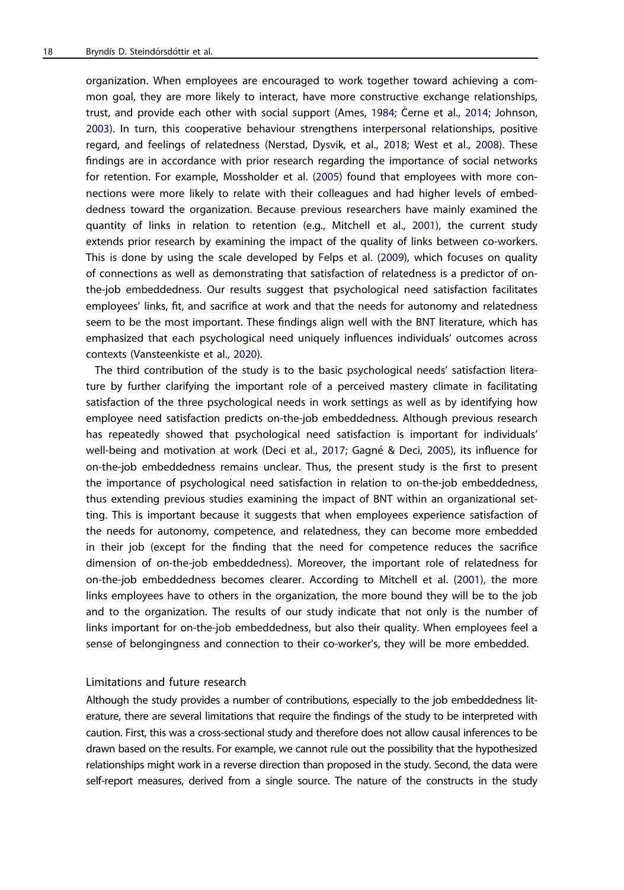organization. When employees are encouraged to work together toward achieving a common goal, they are more likely to interact, have more constructive exchange relationships, trust, and provide each other with social support (Ames, 1984; Černe et al., 2014; Johnson, 2003). In turn, this cooperative behaviour strengthens interpersonal relationships, positive regard, and feelings of relatedness (Nerstad, Dysvik, et al., 2018; West et al., 2008). These findings are in accordance with prior research regarding the importance of social networks for retention. For example, Mossholder et al. (2005) found that employees with more connections were more likely to relate with their colleagues and had higher levels of embeddedness toward the organization. Because previous researchers have mainly examined the quantity of links in relation to retention (e.g., Mitchell et al., 2001), the current study extends prior research by examining the impact of the quality of links between co-workers. This is done by using the scale developed by Felps et al. (2009), which focuses on quality of connections as well as demonstrating that satisfaction of relatedness is a predictor of on-the-job embeddedness. Our results suggest that psychological need satisfaction facilitates employees' links, fit, and sacrifice at work and that the needs for autonomy and relatedness seem to be the most important. These findings align well with the BNT literature, which has emphasized that each psychological need uniquely influences individuals' outcomes across contexts (Vansteenkiste et al., 2020).

The third contribution of the study is to the basic psychological needs' satisfaction literature by further clarifying the important role of a perceived mastery climate in facilitating satisfaction of the three psychological needs in work settings as well as by identifying how employee need satisfaction predicts on-the-job embeddedness. Although previous research has repeatedly showed that psychological need satisfaction is important for individuals' well-being and motivation at work (Deci et al., 2017; Gagné & Deci, 2005), its influence for on-the-job embeddedness remains unclear. Thus, the present study is the first to present the importance of psychological need satisfaction in relation to on-the-job embeddedness, thus extending previous studies examining the impact of BNT within an organizational setting. This is important because it suggests that when employees experience satisfaction of the needs for autonomy, competence, and relatedness, they can become more embedded in their job (except for the finding that the need for competence reduces the sacrifice dimension of on-the-job embeddedness). Moreover, the important role of relatedness for on-the-job embeddedness becomes clearer. According to Mitchell et al. (2001), the more links employees have to others in the organization, the more bound they will be to the job and to the organization. The results of our study indicate that not only is the number of links important for on-the-job embeddedness, but also their quality. When employees feel a sense of belongingness and connection to their co-worker's, they will be more embedded.

## Limitations and future research

Although the study provides a number of contributions, especially to the job embeddedness literature, there are several limitations that require the findings of the study to be interpreted with caution. First, this was a cross-sectional study and therefore does not allow causal inferences to be drawn based on the results. For example, we cannot rule out the possibility that the hypothesized relationships might work in a reverse direction than proposed in the study. Second, the data were self-report measures, derived from a single source. The nature of the constructs in the study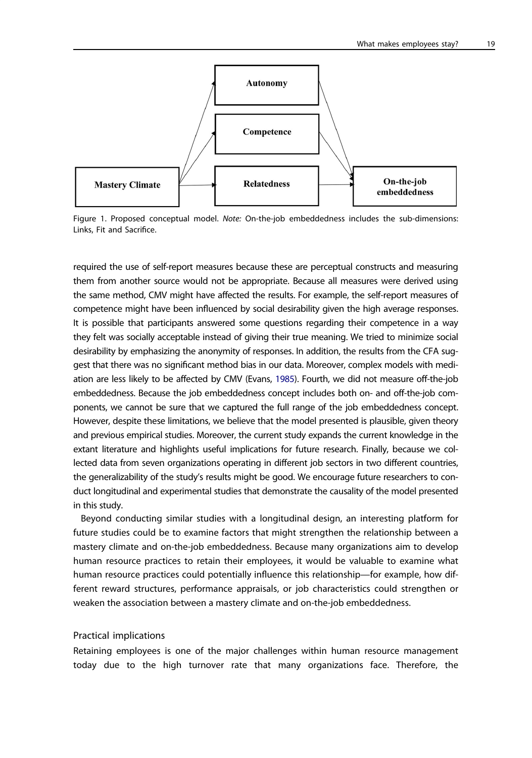Figure 1. Proposed conceptual model. *Note:* On-the-job embeddedness includes the sub-dimensions: Links, Fit and Sacrifice.

required the use of self-report measures because these are perceptual constructs and measuring them from another source would not be appropriate. Because all measures were derived using the same method, CMV might have affected the results. For example, the self-report measures of competence might have been influenced by social desirability given the high average responses. It is possible that participants answered some questions regarding their competence in a way they felt was socially acceptable instead of giving their true meaning. We tried to minimize social desirability by emphasizing the anonymity of responses. In addition, the results from the CFA suggest that there was no significant method bias in our data. Moreover, complex models with mediation are less likely to be affected by CMV (Evans, 1985). Fourth, we did not measure off-the-job embeddedness. Because the job embeddedness concept includes both on- and off-the-job components, we cannot be sure that we captured the full range of the job embeddedness concept. However, despite these limitations, we believe that the model presented is plausible, given theory and previous empirical studies. Moreover, the current study expands the current knowledge in the extant literature and highlights useful implications for future research. Finally, because we collected data from seven organizations operating in different job sectors in two different countries, the generalizability of the study's results might be good. We encourage future researchers to conduct longitudinal and experimental studies that demonstrate the causality of the model presented in this study.

Beyond conducting similar studies with a longitudinal design, an interesting platform for future studies could be to examine factors that might strengthen the relationship between a mastery climate and on-the-job embeddedness. Because many organizations aim to develop human resource practices to retain their employees, it would be valuable to examine what human resource practices could potentially influence this relationship—for example, how different reward structures, performance appraisals, or job characteristics could strengthen or weaken the association between a mastery climate and on-the-job embeddedness.

### Practical implications

Retaining employees is one of the major challenges within human resource management today due to the high turnover rate that many organizations face. Therefore, the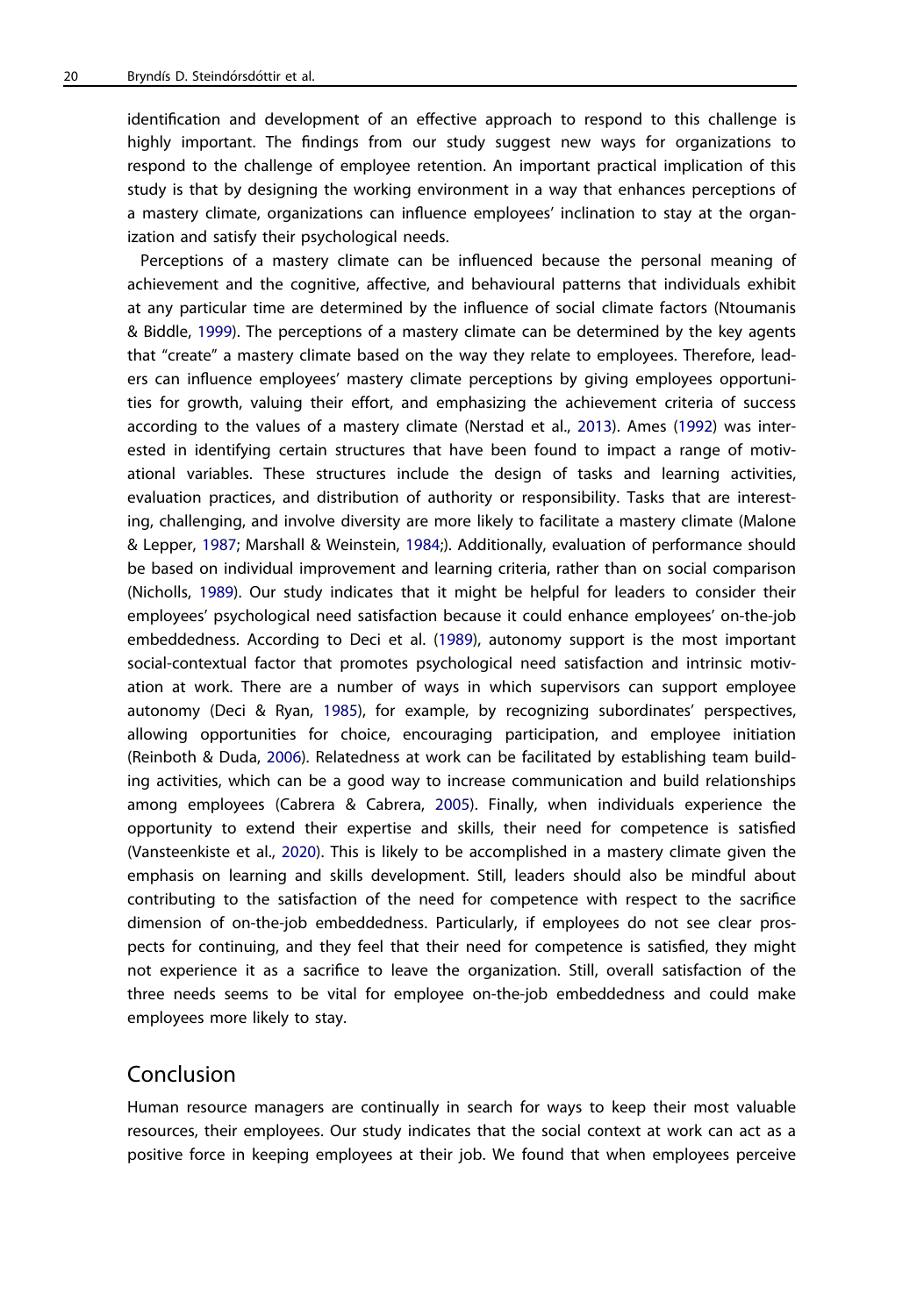identification and development of an effective approach to respond to this challenge is highly important. The findings from our study suggest new ways for organizations to respond to the challenge of employee retention. An important practical implication of this study is that by designing the working environment in a way that enhances perceptions of a mastery climate, organizations can influence employees' inclination to stay at the organization and satisfy their psychological needs.

Perceptions of a mastery climate can be influenced because the personal meaning of achievement and the cognitive, affective, and behavioural patterns that individuals exhibit at any particular time are determined by the influence of social climate factors (Ntoumanis & Biddle, 1999). The perceptions of a mastery climate can be determined by the key agents that "create" a mastery climate based on the way they relate to employees. Therefore, leaders can influence employees' mastery climate perceptions by giving employees opportunities for growth, valuing their effort, and emphasizing the achievement criteria of success according to the values of a mastery climate (Nerstad et al., 2013). Ames (1992) was interested in identifying certain structures that have been found to impact a range of motivational variables. These structures include the design of tasks and learning activities, evaluation practices, and distribution of authority or responsibility. Tasks that are interesting, challenging, and involve diversity are more likely to facilitate a mastery climate (Malone & Lepper, 1987; Marshall & Weinstein, 1984;). Additionally, evaluation of performance should be based on individual improvement and learning criteria, rather than on social comparison (Nicholls, 1989). Our study indicates that it might be helpful for leaders to consider their employees' psychological need satisfaction because it could enhance employees' on-the-job embeddedness. According to Deci et al. (1989), autonomy support is the most important social-contextual factor that promotes psychological need satisfaction and intrinsic motivation at work. There are a number of ways in which supervisors can support employee autonomy (Deci & Ryan, 1985), for example, by recognizing subordinates' perspectives, allowing opportunities for choice, encouraging participation, and employee initiation (Reinboth & Duda, 2006). Relatedness at work can be facilitated by establishing team building activities, which can be a good way to increase communication and build relationships among employees (Cabrera & Cabrera, 2005). Finally, when individuals experience the opportunity to extend their expertise and skills, their need for competence is satisfied (Vansteenkiste et al., 2020). This is likely to be accomplished in a mastery climate given the emphasis on learning and skills development. Still, leaders should also be mindful about contributing to the satisfaction of the need for competence with respect to the sacrifice dimension of on-the-job embeddedness. Particularly, if employees do not see clear prospects for continuing, and they feel that their need for competence is satisfied, they might not experience it as a sacrifice to leave the organization. Still, overall satisfaction of the three needs seems to be vital for employee on-the-job embeddedness and could make employees more likely to stay.

## Conclusion

Human resource managers are continually in search for ways to keep their most valuable resources, their employees. Our study indicates that the social context at work can act as a positive force in keeping employees at their job. We found that when employees perceive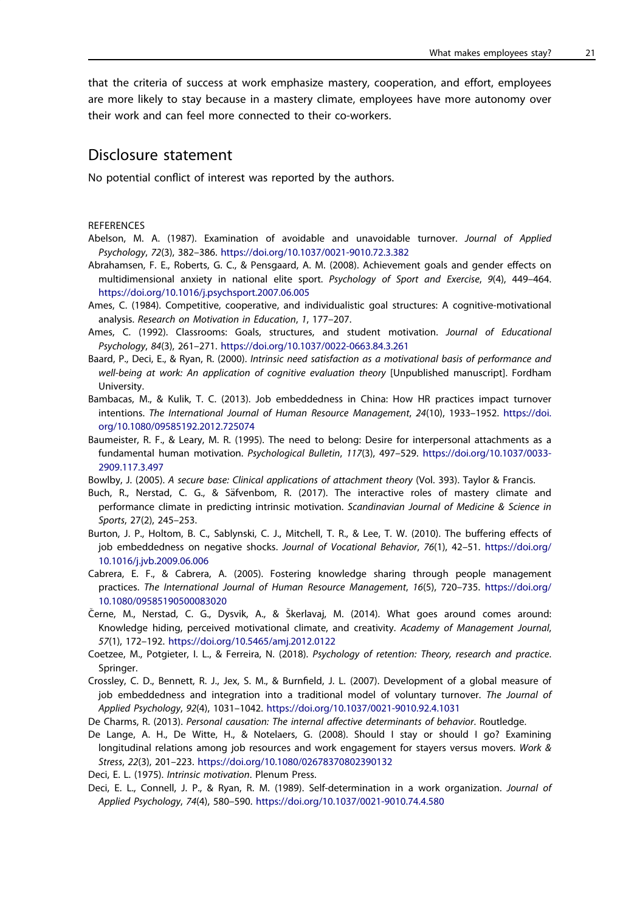that the criteria of success at work emphasize mastery, cooperation, and effort, employees are more likely to stay because in a mastery climate, employees have more autonomy over their work and can feel more connected to their co-workers.

## Disclosure statement

No potential conflict of interest was reported by the authors.

## REFERENCES

Abelson, M. A. (1987). Examination of avoidable and unavoidable turnover. *Journal of Applied Psychology*, *72*(3), 382–386. https://doi.org/10.1037/0021-9010.72.3.382

Abrahamsen, F. E., Roberts, G. C., & Pensgaard, A. M. (2008). Achievement goals and gender effects on multidimensional anxiety in national elite sport. *Psychology of Sport and Exercise*, *9*(4), 449–464. https://doi.org/10.1016/j.psychsport.2007.06.005

Ames, C. (1984). Competitive, cooperative, and individualistic goal structures: A cognitive-motivational analysis. *Research on Motivation in Education*, *1*, 177–207.

Ames, C. (1992). Classrooms: Goals, structures, and student motivation. *Journal of Educational Psychology*, *84*(3), 261–271. https://doi.org/10.1037/0022-0663.84.3.261

Baard, P., Deci, E., & Ryan, R. (2000). *Intrinsic need satisfaction as a motivational basis of performance and well-being at work: An application of cognitive evaluation theory* [Unpublished manuscript]. Fordham University.

Bambacas, M., & Kulik, T. C. (2013). Job embeddedness in China: How HR practices impact turnover intentions. *The International Journal of Human Resource Management*, *24*(10), 1933–1952. https://doi.org/10.1080/09585192.2012.725074

Baumeister, R. F., & Leary, M. R. (1995). The need to belong: Desire for interpersonal attachments as a fundamental human motivation. *Psychological Bulletin*, *117*(3), 497–529. https://doi.org/10.1037/0033-2909.117.3.497

Bowlby, J. (2005). *A secure base: Clinical applications of attachment theory* (Vol. 393). Taylor & Francis.

Buch, R., Nerstad, C. G., & Säfvenbom, R. (2017). The interactive roles of mastery climate and performance climate in predicting intrinsic motivation. *Scandinavian Journal of Medicine & Science in Sports*, 27(2), 245–253.

Burton, J. P., Holtom, B. C., Sablynski, C. J., Mitchell, T. R., & Lee, T. W. (2010). The buffering effects of job embeddedness on negative shocks. *Journal of Vocational Behavior*, *76*(1), 42–51. https://doi.org/10.1016/j.jvb.2009.06.006

Cabrera, E. F., & Cabrera, A. (2005). Fostering knowledge sharing through people management practices. *The International Journal of Human Resource Management*, *16*(5), 720–735. https://doi.org/10.1080/09585190500083020

Černe, M., Nerstad, C. G., Dysvik, A., & Škerlavaj, M. (2014). What goes around comes around: Knowledge hiding, perceived motivational climate, and creativity. *Academy of Management Journal*, *57*(1), 172–192. https://doi.org/10.5465/amj.2012.0122

Coetzee, M., Potgieter, I. L., & Ferreira, N. (2018). *Psychology of retention: Theory, research and practice*. Springer.

Crossley, C. D., Bennett, R. J., Jex, S. M., & Burnfield, J. L. (2007). Development of a global measure of job embeddedness and integration into a traditional model of voluntary turnover. *The Journal of Applied Psychology*, *92*(4), 1031–1042. https://doi.org/10.1037/0021-9010.92.4.1031

De Charms, R. (2013). *Personal causation: The internal affective determinants of behavior*. Routledge.

De Lange, A. H., De Witte, H., & Notelaers, G. (2008). Should I stay or should I go? Examining longitudinal relations among job resources and work engagement for stayers versus movers. *Work & Stress*, *22*(3), 201–223. https://doi.org/10.1080/02678370802390132

Deci, E. L. (1975). *Intrinsic motivation*. Plenum Press.

Deci, E. L., Connell, J. P., & Ryan, R. M. (1989). Self-determination in a work organization. *Journal of Applied Psychology*, *74*(4), 580–590. https://doi.org/10.1037/0021-9010.74.4.580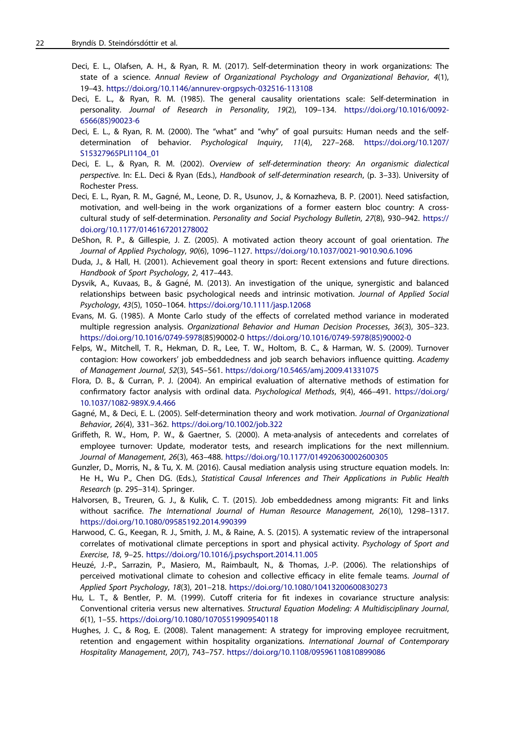Deci, E. L., Olafsen, A. H., & Ryan, R. M. (2017). Self-determination theory in work organizations: The state of a science. *Annual Review of Organizational Psychology and Organizational Behavior*, *4*(1), 19–43. https://doi.org/10.1146/annurev-orgpsych-032516-113108

Deci, E. L., & Ryan, R. M. (1985). The general causality orientations scale: Self-determination in personality. *Journal of Research in Personality*, *19*(2), 109–134. https://doi.org/10.1016/0092-6566(85)90023-6

Deci, E. L., & Ryan, R. M. (2000). The "what" and "why" of goal pursuits: Human needs and the self-determination of behavior. *Psychological Inquiry*, *11*(4), 227–268. https://doi.org/10.1207/S15327965PLI1104_01

Deci, E. L., & Ryan, R. M. (2002). *Overview of self-determination theory: An organismic dialectical perspective.* In: E.L. Deci & Ryan (Eds.), *Handbook of self-determination research*, (p. 3–33). University of Rochester Press.

Deci, E. L., Ryan, R. M., Gagné, M., Leone, D. R., Usunov, J., & Kornazheva, B. P. (2001). Need satisfaction, motivation, and well-being in the work organizations of a former eastern bloc country: A cross-cultural study of self-determination. *Personality and Social Psychology Bulletin*, *27*(8), 930–942. https://doi.org/10.1177/0146167201278002

DeShon, R. P., & Gillespie, J. Z. (2005). A motivated action theory account of goal orientation. *The Journal of Applied Psychology*, *90*(6), 1096–1127. https://doi.org/10.1037/0021-9010.90.6.1096

Duda, J., & Hall, H. (2001). Achievement goal theory in sport: Recent extensions and future directions. *Handbook of Sport Psychology*, *2*, 417–443.

Dysvik, A., Kuvaas, B., & Gagné, M. (2013). An investigation of the unique, synergistic and balanced relationships between basic psychological needs and intrinsic motivation. *Journal of Applied Social Psychology*, *43*(5), 1050–1064. https://doi.org/10.1111/jasp.12068

Evans, M. G. (1985). A Monte Carlo study of the effects of correlated method variance in moderated multiple regression analysis. *Organizational Behavior and Human Decision Processes*, *36*(3), 305–323. https://doi.org/10.1016/0749-5978(85)90002-0 https://doi.org/10.1016/0749-5978(85)90002-0

Felps, W., Mitchell, T. R., Hekman, D. R., Lee, T. W., Holtom, B. C., & Harman, W. S. (2009). Turnover contagion: How coworkers' job embeddedness and job search behaviors influence quitting. *Academy of Management Journal*, *52*(3), 545–561. https://doi.org/10.5465/amj.2009.41331075

Flora, D. B., & Curran, P. J. (2004). An empirical evaluation of alternative methods of estimation for confirmatory factor analysis with ordinal data. *Psychological Methods*, *9*(4), 466–491. https://doi.org/10.1037/1082-989X.9.4.466

Gagné, M., & Deci, E. L. (2005). Self-determination theory and work motivation. *Journal of Organizational Behavior*, *26*(4), 331–362. https://doi.org/10.1002/job.322

Griffeth, R. W., Hom, P. W., & Gaertner, S. (2000). A meta-analysis of antecedents and correlates of employee turnover: Update, moderator tests, and research implications for the next millennium. *Journal of Management*, *26*(3), 463–488. https://doi.org/10.1177/014920630002600305

Gunzler, D., Morris, N., & Tu, X. M. (2016). Causal mediation analysis using structure equation models. In: He H., Wu P., Chen DG. (Eds.), *Statistical Causal Inferences and Their Applications in Public Health Research* (p. 295–314). Springer.

Halvorsen, B., Treuren, G. J., & Kulik, C. T. (2015). Job embeddedness among migrants: Fit and links without sacrifice. *The International Journal of Human Resource Management*, *26*(10), 1298–1317. https://doi.org/10.1080/09585192.2014.990399

Harwood, C. G., Keegan, R. J., Smith, J. M., & Raine, A. S. (2015). A systematic review of the intrapersonal correlates of motivational climate perceptions in sport and physical activity. *Psychology of Sport and Exercise*, *18*, 9–25. https://doi.org/10.1016/j.psychsport.2014.11.005

Heuzé, J.-P., Sarrazin, P., Masiero, M., Raimbault, N., & Thomas, J.-P. (2006). The relationships of perceived motivational climate to cohesion and collective efficacy in elite female teams. *Journal of Applied Sport Psychology*, *18*(3), 201–218. https://doi.org/10.1080/10413200600830273

Hu, L. T., & Bentler, P. M. (1999). Cutoff criteria for fit indexes in covariance structure analysis: Conventional criteria versus new alternatives. *Structural Equation Modeling: A Multidisciplinary Journal*, *6*(1), 1–55. https://doi.org/10.1080/10705519909540118

Hughes, J. C., & Rog, E. (2008). Talent management: A strategy for improving employee recruitment, retention and engagement within hospitality organizations. *International Journal of Contemporary Hospitality Management*, *20*(7), 743–757. https://doi.org/10.1108/09596110810899086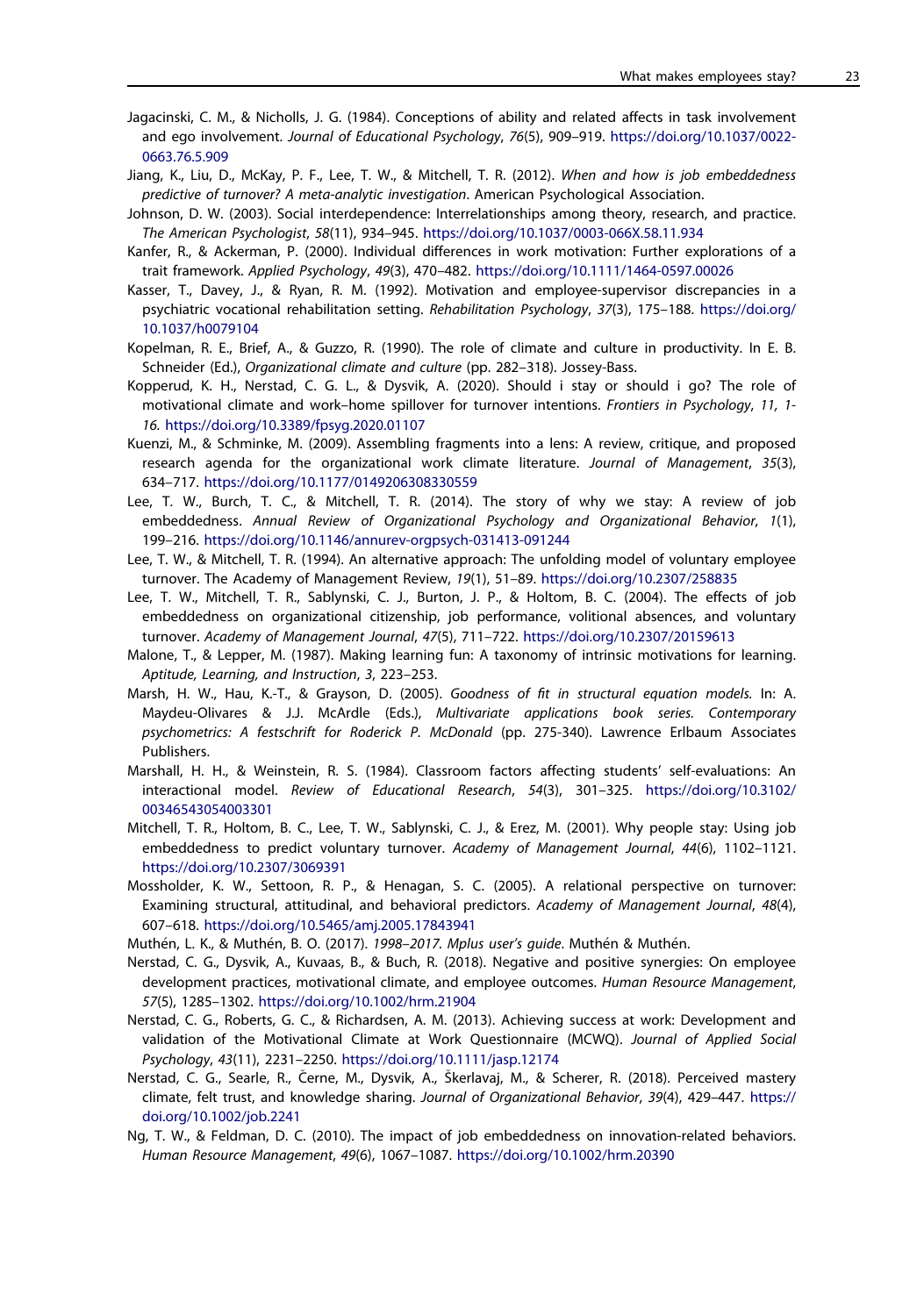Jagacinski, C. M., & Nicholls, J. G. (1984). Conceptions of ability and related affects in task involvement and ego involvement. *Journal of Educational Psychology*, *76*(5), 909–919. https://doi.org/10.1037/0022-0663.76.5.909

Jiang, K., Liu, D., McKay, P. F., Lee, T. W., & Mitchell, T. R. (2012). *When and how is job embeddedness predictive of turnover? A meta-analytic investigation*. American Psychological Association.

Johnson, D. W. (2003). Social interdependence: Interrelationships among theory, research, and practice. *The American Psychologist*, *58*(11), 934–945. https://doi.org/10.1037/0003-066X.58.11.934

Kanfer, R., & Ackerman, P. (2000). Individual differences in work motivation: Further explorations of a trait framework. *Applied Psychology*, *49*(3), 470–482. https://doi.org/10.1111/1464-0597.00026

Kasser, T., Davey, J., & Ryan, R. M. (1992). Motivation and employee-supervisor discrepancies in a psychiatric vocational rehabilitation setting. *Rehabilitation Psychology*, *37*(3), 175–188. https://doi.org/10.1037/h0079104

Kopelman, R. E., Brief, A., & Guzzo, R. (1990). The role of climate and culture in productivity. In E. B. Schneider (Ed.), *Organizational climate and culture* (pp. 282–318). Jossey-Bass.

Kopperud, K. H., Nerstad, C. G. L., & Dysvik, A. (2020). Should i stay or should i go? The role of motivational climate and work–home spillover for turnover intentions. *Frontiers in Psychology*, *11, 1-16.* https://doi.org/10.3389/fpsyg.2020.01107

Kuenzi, M., & Schminke, M. (2009). Assembling fragments into a lens: A review, critique, and proposed research agenda for the organizational work climate literature. *Journal of Management*, *35*(3), 634–717. https://doi.org/10.1177/0149206308330559

Lee, T. W., Burch, T. C., & Mitchell, T. R. (2014). The story of why we stay: A review of job embeddedness. *Annual Review of Organizational Psychology and Organizational Behavior*, *1*(1), 199–216. https://doi.org/10.1146/annurev-orgpsych-031413-091244

Lee, T. W., & Mitchell, T. R. (1994). An alternative approach: The unfolding model of voluntary employee turnover. The Academy of Management Review, *19*(1), 51–89. https://doi.org/10.2307/258835

Lee, T. W., Mitchell, T. R., Sablynski, C. J., Burton, J. P., & Holtom, B. C. (2004). The effects of job embeddedness on organizational citizenship, job performance, volitional absences, and voluntary turnover. *Academy of Management Journal*, *47*(5), 711–722. https://doi.org/10.2307/20159613

Malone, T., & Lepper, M. (1987). Making learning fun: A taxonomy of intrinsic motivations for learning. *Aptitude, Learning, and Instruction*, *3*, 223–253.

Marsh, H. W., Hau, K.-T., & Grayson, D. (2005). *Goodness of fit in structural equation models.* In: A. Maydeu-Olivares & J.J. McArdle (Eds.), *Multivariate applications book series. Contemporary psychometrics: A festschrift for Roderick P. McDonald* (pp. 275-340). Lawrence Erlbaum Associates Publishers.

Marshall, H. H., & Weinstein, R. S. (1984). Classroom factors affecting students' self-evaluations: An interactional model. *Review of Educational Research*, *54*(3), 301–325. https://doi.org/10.3102/00346543054003301

Mitchell, T. R., Holtom, B. C., Lee, T. W., Sablynski, C. J., & Erez, M. (2001). Why people stay: Using job embeddedness to predict voluntary turnover. *Academy of Management Journal*, *44*(6), 1102–1121. https://doi.org/10.2307/3069391

Mossholder, K. W., Settoon, R. P., & Henagan, S. C. (2005). A relational perspective on turnover: Examining structural, attitudinal, and behavioral predictors. *Academy of Management Journal*, *48*(4), 607–618. https://doi.org/10.5465/amj.2005.17843941

Muthén, L. K., & Muthén, B. O. (2017). *1998–2017. Mplus user's guide*. Muthén & Muthén.

Nerstad, C. G., Dysvik, A., Kuvaas, B., & Buch, R. (2018). Negative and positive synergies: On employee development practices, motivational climate, and employee outcomes. *Human Resource Management*, *57*(5), 1285–1302. https://doi.org/10.1002/hrm.21904

Nerstad, C. G., Roberts, G. C., & Richardsen, A. M. (2013). Achieving success at work: Development and validation of the Motivational Climate at Work Questionnaire (MCWQ). *Journal of Applied Social Psychology*, *43*(11), 2231–2250. https://doi.org/10.1111/jasp.12174

Nerstad, C. G., Searle, R., Černe, M., Dysvik, A., Škerlavaj, M., & Scherer, R. (2018). Perceived mastery climate, felt trust, and knowledge sharing. *Journal of Organizational Behavior*, *39*(4), 429–447. https://doi.org/10.1002/job.2241

Ng, T. W., & Feldman, D. C. (2010). The impact of job embeddedness on innovation-related behaviors. *Human Resource Management*, *49*(6), 1067–1087. https://doi.org/10.1002/hrm.20390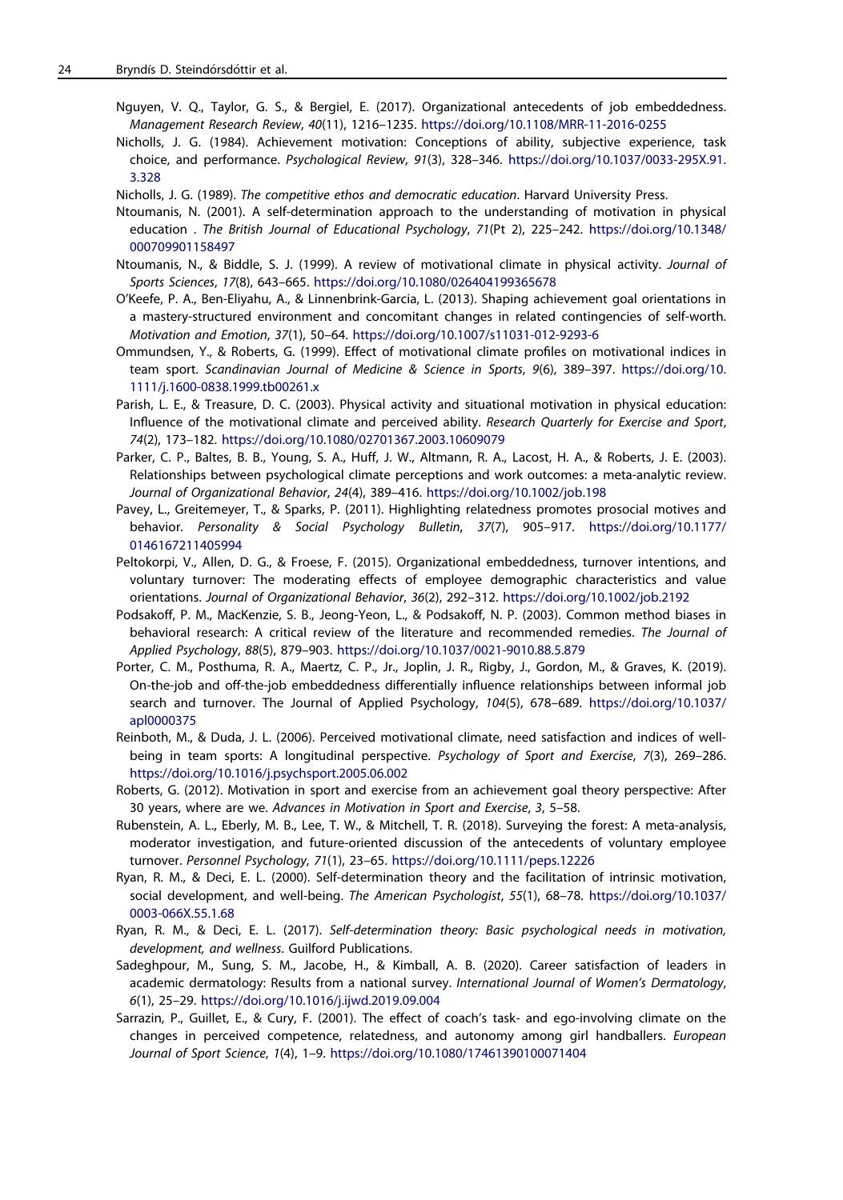Nguyen, V. Q., Taylor, G. S., & Bergiel, E. (2017). Organizational antecedents of job embeddedness. *Management Research Review*, *40*(11), 1216–1235. https://doi.org/10.1108/MRR-11-2016-0255

Nicholls, J. G. (1984). Achievement motivation: Conceptions of ability, subjective experience, task choice, and performance. *Psychological Review*, *91*(3), 328–346. https://doi.org/10.1037/0033-295X.91.3.328

Nicholls, J. G. (1989). *The competitive ethos and democratic education*. Harvard University Press.

Ntoumanis, N. (2001). A self-determination approach to the understanding of motivation in physical education . *The British Journal of Educational Psychology*, *71*(Pt 2), 225–242. https://doi.org/10.1348/000709901158497

Ntoumanis, N., & Biddle, S. J. (1999). A review of motivational climate in physical activity. *Journal of Sports Sciences*, *17*(8), 643–665. https://doi.org/10.1080/026404199365678

O'Keefe, P. A., Ben-Eliyahu, A., & Linnenbrink-Garcia, L. (2013). Shaping achievement goal orientations in a mastery-structured environment and concomitant changes in related contingencies of self-worth. *Motivation and Emotion*, *37*(1), 50–64. https://doi.org/10.1007/s11031-012-9293-6

Ommundsen, Y., & Roberts, G. (1999). Effect of motivational climate profiles on motivational indices in team sport. *Scandinavian Journal of Medicine & Science in Sports*, *9*(6), 389–397. https://doi.org/10.1111/j.1600-0838.1999.tb00261.x

Parish, L. E., & Treasure, D. C. (2003). Physical activity and situational motivation in physical education: Influence of the motivational climate and perceived ability. *Research Quarterly for Exercise and Sport*, *74*(2), 173–182. https://doi.org/10.1080/02701367.2003.10609079

Parker, C. P., Baltes, B. B., Young, S. A., Huff, J. W., Altmann, R. A., Lacost, H. A., & Roberts, J. E. (2003). Relationships between psychological climate perceptions and work outcomes: a meta-analytic review. *Journal of Organizational Behavior*, *24*(4), 389–416. https://doi.org/10.1002/job.198

Pavey, L., Greitemeyer, T., & Sparks, P. (2011). Highlighting relatedness promotes prosocial motives and behavior. *Personality & Social Psychology Bulletin*, *37*(7), 905–917. https://doi.org/10.1177/0146167211405994

Peltokorpi, V., Allen, D. G., & Froese, F. (2015). Organizational embeddedness, turnover intentions, and voluntary turnover: The moderating effects of employee demographic characteristics and value orientations. *Journal of Organizational Behavior*, *36*(2), 292–312. https://doi.org/10.1002/job.2192

Podsakoff, P. M., MacKenzie, S. B., Jeong-Yeon, L., & Podsakoff, N. P. (2003). Common method biases in behavioral research: A critical review of the literature and recommended remedies. *The Journal of Applied Psychology*, *88*(5), 879–903. https://doi.org/10.1037/0021-9010.88.5.879

Porter, C. M., Posthuma, R. A., Maertz, C. P., Jr., Joplin, J. R., Rigby, J., Gordon, M., & Graves, K. (2019). On-the-job and off-the-job embeddedness differentially influence relationships between informal job search and turnover. The Journal of Applied Psychology, *104*(5), 678–689. https://doi.org/10.1037/apl0000375

Reinboth, M., & Duda, J. L. (2006). Perceived motivational climate, need satisfaction and indices of well-being in team sports: A longitudinal perspective. *Psychology of Sport and Exercise*, *7*(3), 269–286. https://doi.org/10.1016/j.psychsport.2005.06.002

Roberts, G. (2012). Motivation in sport and exercise from an achievement goal theory perspective: After 30 years, where are we. *Advances in Motivation in Sport and Exercise*, *3*, 5–58.

Rubenstein, A. L., Eberly, M. B., Lee, T. W., & Mitchell, T. R. (2018). Surveying the forest: A meta-analysis, moderator investigation, and future-oriented discussion of the antecedents of voluntary employee turnover. *Personnel Psychology*, *71*(1), 23–65. https://doi.org/10.1111/peps.12226

Ryan, R. M., & Deci, E. L. (2000). Self-determination theory and the facilitation of intrinsic motivation, social development, and well-being. *The American Psychologist*, *55*(1), 68–78. https://doi.org/10.1037/0003-066X.55.1.68

Ryan, R. M., & Deci, E. L. (2017). *Self-determination theory: Basic psychological needs in motivation, development, and wellness*. Guilford Publications.

Sadeghpour, M., Sung, S. M., Jacobe, H., & Kimball, A. B. (2020). Career satisfaction of leaders in academic dermatology: Results from a national survey. *International Journal of Women's Dermatology*, *6*(1), 25–29. https://doi.org/10.1016/j.ijwd.2019.09.004

Sarrazin, P., Guillet, E., & Cury, F. (2001). The effect of coach's task- and ego-involving climate on the changes in perceived competence, relatedness, and autonomy among girl handballers. *European Journal of Sport Science*, *1*(4), 1–9. https://doi.org/10.1080/17461390100071404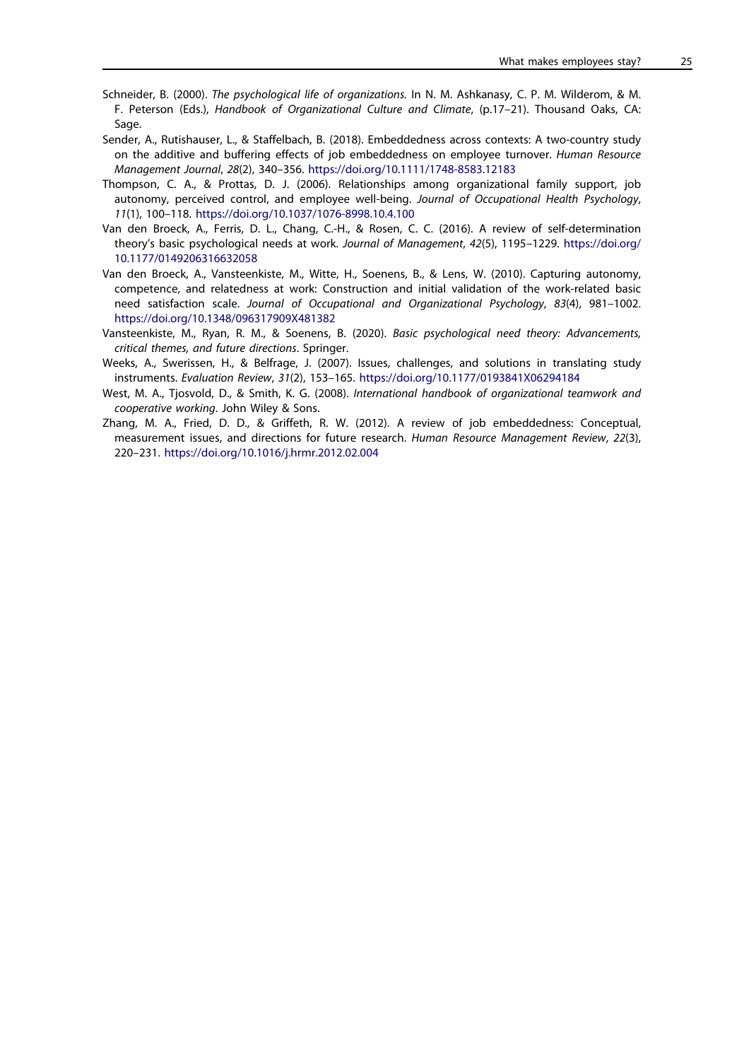Schneider, B. (2000). *The psychological life of organizations.* In N. M. Ashkanasy, C. P. M. Wilderom, & M. F. Peterson (Eds.), *Handbook of Organizational Culture and Climate*, (p.17–21). Thousand Oaks, CA: Sage.

Sender, A., Rutishauser, L., & Staffelbach, B. (2018). Embeddedness across contexts: A two-country study on the additive and buffering effects of job embeddedness on employee turnover. *Human Resource Management Journal*, *28*(2), 340–356. https://doi.org/10.1111/1748-8583.12183

Thompson, C. A., & Prottas, D. J. (2006). Relationships among organizational family support, job autonomy, perceived control, and employee well-being. *Journal of Occupational Health Psychology*, *11*(1), 100–118. https://doi.org/10.1037/1076-8998.10.4.100

Van den Broeck, A., Ferris, D. L., Chang, C.-H., & Rosen, C. C. (2016). A review of self-determination theory's basic psychological needs at work. *Journal of Management*, *42*(5), 1195–1229. https://doi.org/10.1177/0149206316632058

Van den Broeck, A., Vansteenkiste, M., Witte, H., Soenens, B., & Lens, W. (2010). Capturing autonomy, competence, and relatedness at work: Construction and initial validation of the work-related basic need satisfaction scale. *Journal of Occupational and Organizational Psychology*, *83*(4), 981–1002. https://doi.org/10.1348/096317909X481382

Vansteenkiste, M., Ryan, R. M., & Soenens, B. (2020). *Basic psychological need theory: Advancements, critical themes, and future directions*. Springer.

Weeks, A., Swerissen, H., & Belfrage, J. (2007). Issues, challenges, and solutions in translating study instruments. *Evaluation Review*, *31*(2), 153–165. https://doi.org/10.1177/0193841X06294184

West, M. A., Tjosvold, D., & Smith, K. G. (2008). *International handbook of organizational teamwork and cooperative working*. John Wiley & Sons.

Zhang, M. A., Fried, D. D., & Griffeth, R. W. (2012). A review of job embeddedness: Conceptual, measurement issues, and directions for future research. *Human Resource Management Review*, *22*(3), 220–231. https://doi.org/10.1016/j.hrmr.2012.02.004